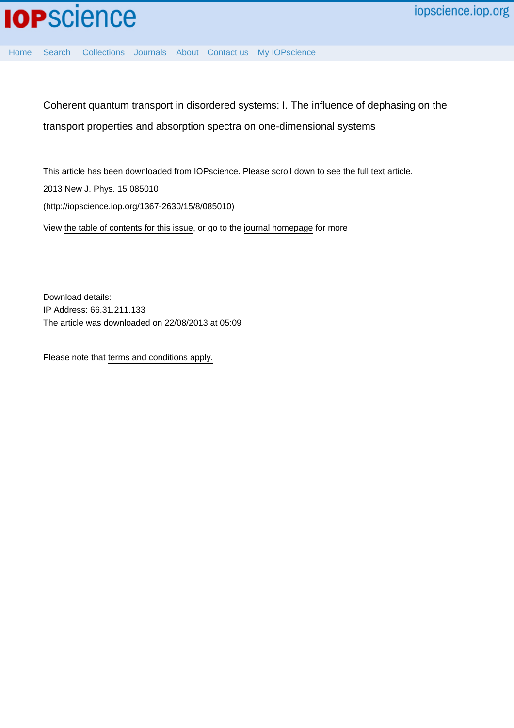Coherent quantum transport in disordered systems: I. The influence of dephasing on the transport properties and absorption spectra on one-dimensional systems

This article has been downloaded from IOPscience. Please scroll down to see the full text article.

2013 New J. Phys. 15 085010

(http://iopscience.iop.org/1367-2630/15/8/085010)

View the table of contents for this issue, or go to the journal homepage for more

Download details:
IP Address: 66.31.211.133
The article was downloaded on 22/08/2013 at 05:09

Please note that terms and conditions apply.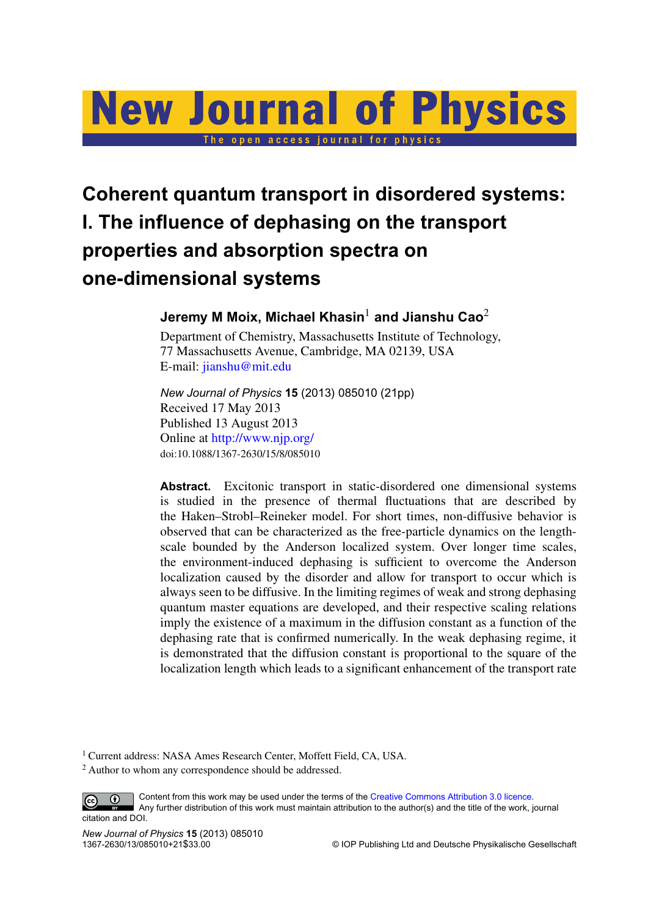# Coherent quantum transport in disordered systems: I. The influence of dephasing on the transport properties and absorption spectra on one-dimensional systems

**Jeremy M Moix, Michael Khasin[1] and Jianshu Cao[2]**

Department of Chemistry, Massachusetts Institute of Technology, 77 Massachusetts Avenue, Cambridge, MA 02139, USA
E-mail: jianshu@mit.edu

*New Journal of Physics* **15** (2013) 085010 (21pp)
Received 17 May 2013
Published 13 August 2013
Online at http://www.njp.org/
doi:10.1088/1367-2630/15/8/085010

**Abstract.** Excitonic transport in static-disordered one dimensional systems is studied in the presence of thermal fluctuations that are described by the Haken–Strobl–Reineker model. For short times, non-diffusive behavior is observed that can be characterized as the free-particle dynamics on the length-scale bounded by the Anderson localized system. Over longer time scales, the environment-induced dephasing is sufficient to overcome the Anderson localization caused by the disorder and allow for transport to occur which is always seen to be diffusive. In the limiting regimes of weak and strong dephasing quantum master equations are developed, and their respective scaling relations imply the existence of a maximum in the diffusion constant as a function of the dephasing rate that is confirmed numerically. In the weak dephasing regime, it is demonstrated that the diffusion constant is proportional to the square of the localization length which leads to a significant enhancement of the transport rate

[1] Current address: NASA Ames Research Center, Moffett Field, CA, USA.
[2] Author to whom any correspondence should be addressed.

Content from this work may be used under the terms of the Creative Commons Attribution 3.0 licence. Any further distribution of this work must maintain attribution to the author(s) and the title of the work, journal citation and DOI.

© IOP Publishing Ltd and Deutsche Physikalische Gesellschaft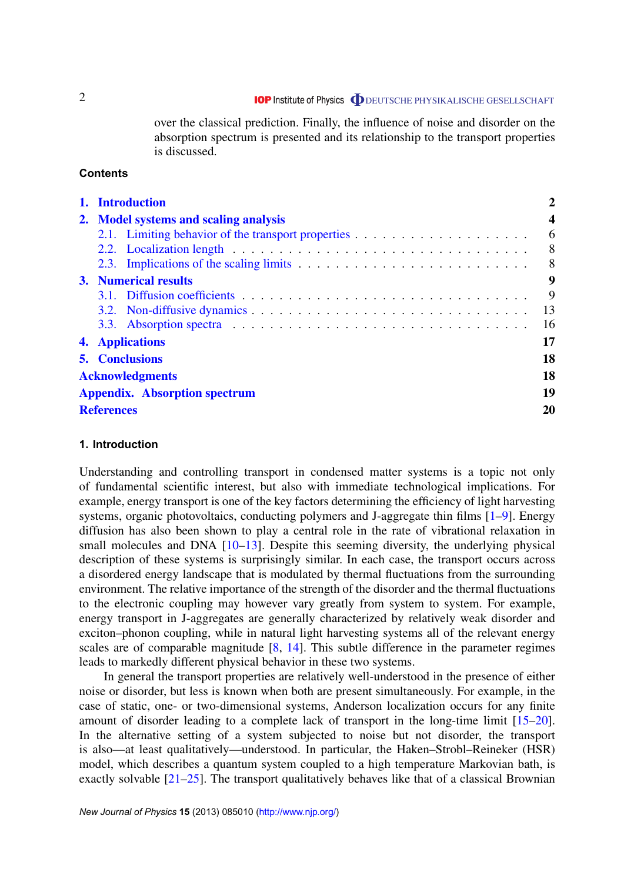over the classical prediction. Finally, the influence of noise and disorder on the absorption spectrum is presented and its relationship to the transport properties is discussed.

## Contents

| | |
|---|---|
| **1. Introduction** | **2** |
| **2. Model systems and scaling analysis** | **4** |
| 2.1. Limiting behavior of the transport properties | 6 |
| 2.2. Localization length | 8 |
| 2.3. Implications of the scaling limits | 8 |
| **3. Numerical results** | **9** |
| 3.1. Diffusion coefficients | 9 |
| 3.2. Non-diffusive dynamics | 13 |
| 3.3. Absorption spectra | 16 |
| **4. Applications** | **17** |
| **5. Conclusions** | **18** |
| **Acknowledgments** | **18** |
| **Appendix. Absorption spectrum** | **19** |
| **References** | **20** |

## 1. Introduction

Understanding and controlling transport in condensed matter systems is a topic not only of fundamental scientific interest, but also with immediate technological implications. For example, energy transport is one of the key factors determining the efficiency of light harvesting systems, organic photovoltaics, conducting polymers and J-aggregate thin films [1–9]. Energy diffusion has also been shown to play a central role in the rate of vibrational relaxation in small molecules and DNA [10–13]. Despite this seeming diversity, the underlying physical description of these systems is surprisingly similar. In each case, the transport occurs across a disordered energy landscape that is modulated by thermal fluctuations from the surrounding environment. The relative importance of the strength of the disorder and the thermal fluctuations to the electronic coupling may however vary greatly from system to system. For example, energy transport in J-aggregates are generally characterized by relatively weak disorder and exciton–phonon coupling, while in natural light harvesting systems all of the relevant energy scales are of comparable magnitude [8, 14]. This subtle difference in the parameter regimes leads to markedly different physical behavior in these two systems.

In general the transport properties are relatively well-understood in the presence of either noise or disorder, but less is known when both are present simultaneously. For example, in the case of static, one- or two-dimensional systems, Anderson localization occurs for any finite amount of disorder leading to a complete lack of transport in the long-time limit [15–20]. In the alternative setting of a system subjected to noise but not disorder, the transport is also—at least qualitatively—understood. In particular, the Haken–Strobl–Reineker (HSR) model, which describes a quantum system coupled to a high temperature Markovian bath, is exactly solvable [21–25]. The transport qualitatively behaves like that of a classical Brownian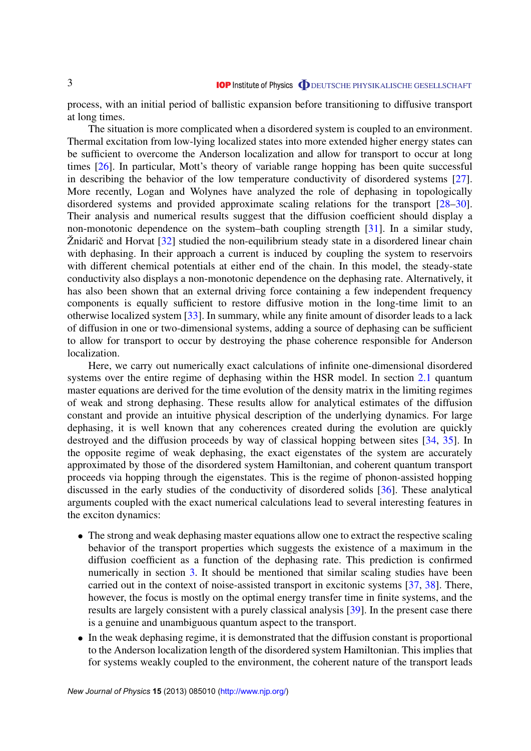process, with an initial period of ballistic expansion before transitioning to diffusive transport at long times.

The situation is more complicated when a disordered system is coupled to an environment. Thermal excitation from low-lying localized states into more extended higher energy states can be sufficient to overcome the Anderson localization and allow for transport to occur at long times [26]. In particular, Mott's theory of variable range hopping has been quite successful in describing the behavior of the low temperature conductivity of disordered systems [27]. More recently, Logan and Wolynes have analyzed the role of dephasing in topologically disordered systems and provided approximate scaling relations for the transport [28–30]. Their analysis and numerical results suggest that the diffusion coefficient should display a non-monotonic dependence on the system–bath coupling strength [31]. In a similar study, Žnidarič and Horvat [32] studied the non-equilibrium steady state in a disordered linear chain with dephasing. In their approach a current is induced by coupling the system to reservoirs with different chemical potentials at either end of the chain. In this model, the steady-state conductivity also displays a non-monotonic dependence on the dephasing rate. Alternatively, it has also been shown that an external driving force containing a few independent frequency components is equally sufficient to restore diffusive motion in the long-time limit to an otherwise localized system [33]. In summary, while any finite amount of disorder leads to a lack of diffusion in one or two-dimensional systems, adding a source of dephasing can be sufficient to allow for transport to occur by destroying the phase coherence responsible for Anderson localization.

Here, we carry out numerically exact calculations of infinite one-dimensional disordered systems over the entire regime of dephasing within the HSR model. In section 2.1 quantum master equations are derived for the time evolution of the density matrix in the limiting regimes of weak and strong dephasing. These results allow for analytical estimates of the diffusion constant and provide an intuitive physical description of the underlying dynamics. For large dephasing, it is well known that any coherences created during the evolution are quickly destroyed and the diffusion proceeds by way of classical hopping between sites [34, 35]. In the opposite regime of weak dephasing, the exact eigenstates of the system are accurately approximated by those of the disordered system Hamiltonian, and coherent quantum transport proceeds via hopping through the eigenstates. This is the regime of phonon-assisted hopping discussed in the early studies of the conductivity of disordered solids [36]. These analytical arguments coupled with the exact numerical calculations lead to several interesting features in the exciton dynamics:

- The strong and weak dephasing master equations allow one to extract the respective scaling behavior of the transport properties which suggests the existence of a maximum in the diffusion coefficient as a function of the dephasing rate. This prediction is confirmed numerically in section 3. It should be mentioned that similar scaling studies have been carried out in the context of noise-assisted transport in excitonic systems [37, 38]. There, however, the focus is mostly on the optimal energy transfer time in finite systems, and the results are largely consistent with a purely classical analysis [39]. In the present case there is a genuine and unambiguous quantum aspect to the transport.
- In the weak dephasing regime, it is demonstrated that the diffusion constant is proportional to the Anderson localization length of the disordered system Hamiltonian. This implies that for systems weakly coupled to the environment, the coherent nature of the transport leads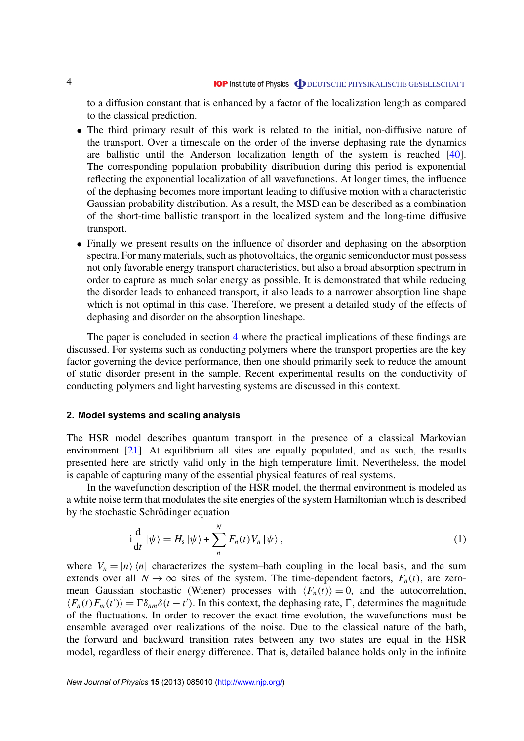to a diffusion constant that is enhanced by a factor of the localization length as compared to the classical prediction.

- The third primary result of this work is related to the initial, non-diffusive nature of the transport. Over a timescale on the order of the inverse dephasing rate the dynamics are ballistic until the Anderson localization length of the system is reached [40]. The corresponding population probability distribution during this period is exponential reflecting the exponential localization of all wavefunctions. At longer times, the influence of the dephasing becomes more important leading to diffusive motion with a characteristic Gaussian probability distribution. As a result, the MSD can be described as a combination of the short-time ballistic transport in the localized system and the long-time diffusive transport.
- Finally we present results on the influence of disorder and dephasing on the absorption spectra. For many materials, such as photovoltaics, the organic semiconductor must possess not only favorable energy transport characteristics, but also a broad absorption spectrum in order to capture as much solar energy as possible. It is demonstrated that while reducing the disorder leads to enhanced transport, it also leads to a narrower absorption line shape which is not optimal in this case. Therefore, we present a detailed study of the effects of dephasing and disorder on the absorption lineshape.

The paper is concluded in section 4 where the practical implications of these findings are discussed. For systems such as conducting polymers where the transport properties are the key factor governing the device performance, then one should primarily seek to reduce the amount of static disorder present in the sample. Recent experimental results on the conductivity of conducting polymers and light harvesting systems are discussed in this context.

## 2. Model systems and scaling analysis

The HSR model describes quantum transport in the presence of a classical Markovian environment [21]. At equilibrium all sites are equally populated, and as such, the results presented here are strictly valid only in the high temperature limit. Nevertheless, the model is capable of capturing many of the essential physical features of real systems.

In the wavefunction description of the HSR model, the thermal environment is modeled as a white noise term that modulates the site energies of the system Hamiltonian which is described by the stochastic Schrödinger equation

$$\mathrm{i}\frac{\mathrm{d}}{\mathrm{d}t}\left|\psi\right\rangle = H_{\mathrm{s}}\left|\psi\right\rangle + \sum_{n}^{N} F_n(t) V_n \left|\psi\right\rangle , \tag{1}$$

where $V_n = |n\rangle\langle n|$ characterizes the system–bath coupling in the local basis, and the sum extends over all $N \to \infty$ sites of the system. The time-dependent factors, $F_n(t)$, are zero-mean Gaussian stochastic (Wiener) processes with $\langle F_n(t)\rangle = 0$, and the autocorrelation, $\langle F_n(t)F_m(t')\rangle = \Gamma\delta_{nm}\delta(t-t')$. In this context, the dephasing rate, $\Gamma$, determines the magnitude of the fluctuations. In order to recover the exact time evolution, the wavefunctions must be ensemble averaged over realizations of the noise. Due to the classical nature of the bath, the forward and backward transition rates between any two states are equal in the HSR model, regardless of their energy difference. That is, detailed balance holds only in the infinite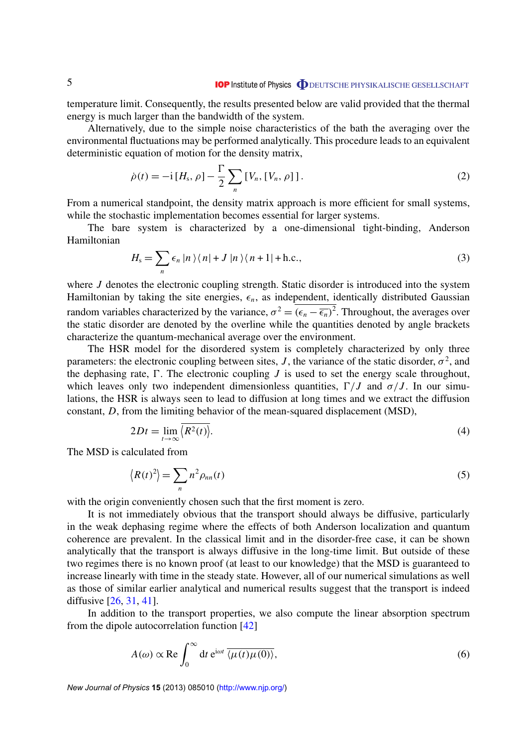temperature limit. Consequently, the results presented below are valid provided that the thermal energy is much larger than the bandwidth of the system.

Alternatively, due to the simple noise characteristics of the bath the averaging over the environmental fluctuations may be performed analytically. This procedure leads to an equivalent deterministic equation of motion for the density matrix,

$$\dot{\rho}(t) = -\mathrm{i}\,[H_{\mathrm{s}}, \rho] - \frac{\Gamma}{2} \sum_n [V_n, [V_n, \rho]\,]\,. \tag{2}$$

From a numerical standpoint, the density matrix approach is more efficient for small systems, while the stochastic implementation becomes essential for larger systems.

The bare system is characterized by a one-dimensional tight-binding, Anderson Hamiltonian

$$H_{\mathrm{s}} = \sum_n \epsilon_n \,|n\rangle\langle n| + J\,|n\rangle\langle n+1| + \mathrm{h.c.}, \tag{3}$$

where $J$ denotes the electronic coupling strength. Static disorder is introduced into the system Hamiltonian by taking the site energies, $\epsilon_n$, as independent, identically distributed Gaussian random variables characterized by the variance, $\sigma^2 = \overline{(\epsilon_n - \overline{\epsilon_n})^2}$. Throughout, the averages over the static disorder are denoted by the overline while the quantities denoted by angle brackets characterize the quantum-mechanical average over the environment.

The HSR model for the disordered system is completely characterized by only three parameters: the electronic coupling between sites, $J$, the variance of the static disorder, $\sigma^2$, and the dephasing rate, $\Gamma$. The electronic coupling $J$ is used to set the energy scale throughout, which leaves only two independent dimensionless quantities, $\Gamma/J$ and $\sigma/J$. In our simulations, the HSR is always seen to lead to diffusion at long times and we extract the diffusion constant, $D$, from the limiting behavior of the mean-squared displacement (MSD),

$$2Dt = \lim_{t\to\infty} \overline{\langle R^2(t)\rangle}. \tag{4}$$

The MSD is calculated from

$$\left\langle R(t)^2 \right\rangle = \sum_n n^2 \rho_{nn}(t) \tag{5}$$

with the origin conveniently chosen such that the first moment is zero.

It is not immediately obvious that the transport should always be diffusive, particularly in the weak dephasing regime where the effects of both Anderson localization and quantum coherence are prevalent. In the classical limit and in the disorder-free case, it can be shown analytically that the transport is always diffusive in the long-time limit. But outside of these two regimes there is no known proof (at least to our knowledge) that the MSD is guaranteed to increase linearly with time in the steady state. However, all of our numerical simulations as well as those of similar earlier analytical and numerical results suggest that the transport is indeed diffusive [26, 31, 41].

In addition to the transport properties, we also compute the linear absorption spectrum from the dipole autocorrelation function [42]

$$A(\omega) \propto \mathrm{Re} \int_0^\infty \mathrm{d}t\; \mathrm{e}^{\mathrm{i}\omega t}\, \overline{\langle \mu(t)\mu(0)\rangle}, \tag{6}$$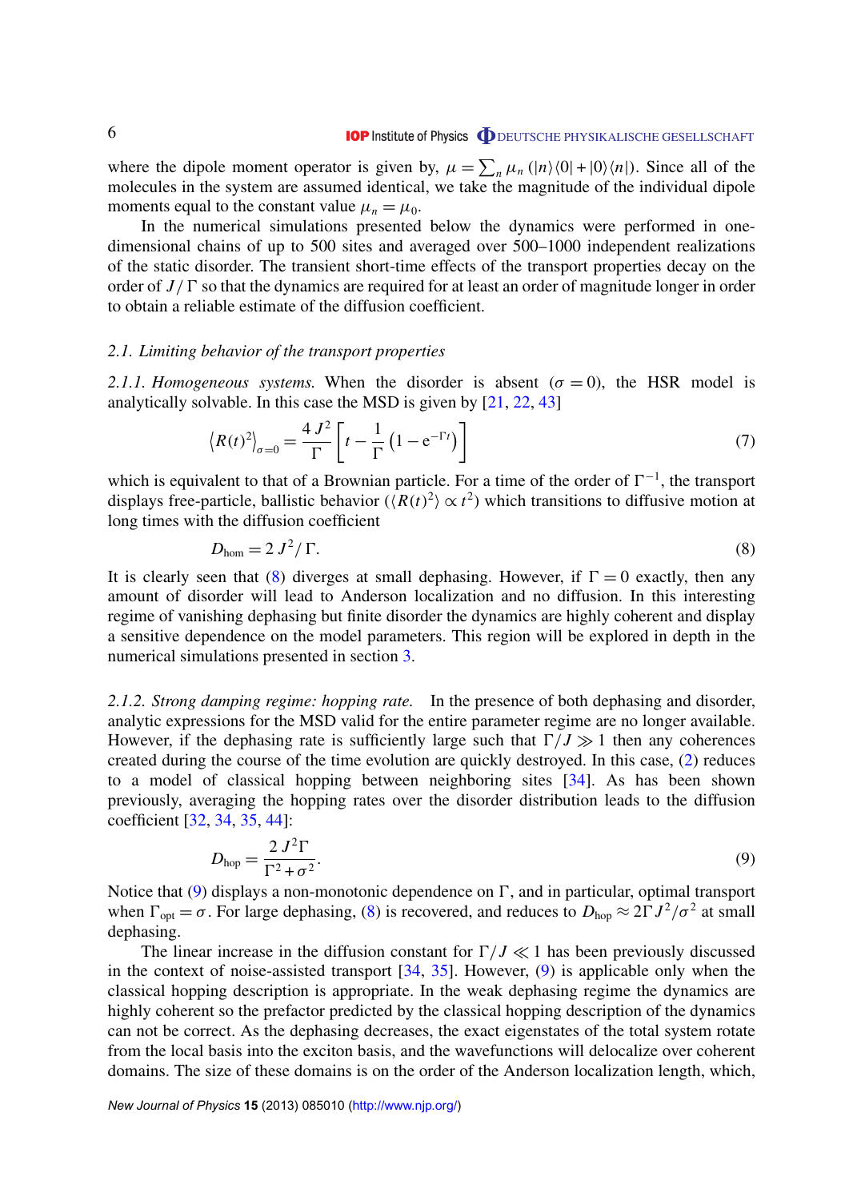where the dipole moment operator is given by, $\mu = \sum_n \mu_n (|n\rangle\langle 0| + |0\rangle\langle n|)$. Since all of the molecules in the system are assumed identical, we take the magnitude of the individual dipole moments equal to the constant value $\mu_n = \mu_0$.

In the numerical simulations presented below the dynamics were performed in one-dimensional chains of up to 500 sites and averaged over 500–1000 independent realizations of the static disorder. The transient short-time effects of the transport properties decay on the order of $J/\Gamma$ so that the dynamics are required for at least an order of magnitude longer in order to obtain a reliable estimate of the diffusion coefficient.

### 2.1. Limiting behavior of the transport properties

*2.1.1. Homogeneous systems.* When the disorder is absent ($\sigma = 0$), the HSR model is analytically solvable. In this case the MSD is given by [21, 22, 43]

$$\langle R(t)^2 \rangle_{\sigma=0} = \frac{4\,J^2}{\Gamma}\left[t - \frac{1}{\Gamma}\left(1 - \mathrm{e}^{-\Gamma t}\right)\right] \tag{7}$$

which is equivalent to that of a Brownian particle. For a time of the order of $\Gamma^{-1}$, the transport displays free-particle, ballistic behavior ($\langle R(t)^2\rangle \propto t^2$) which transitions to diffusive motion at long times with the diffusion coefficient

$$D_{\mathrm{hom}} = 2\,J^2/\,\Gamma. \tag{8}$$

It is clearly seen that (8) diverges at small dephasing. However, if $\Gamma = 0$ exactly, then any amount of disorder will lead to Anderson localization and no diffusion. In this interesting regime of vanishing dephasing but finite disorder the dynamics are highly coherent and display a sensitive dependence on the model parameters. This region will be explored in depth in the numerical simulations presented in section 3.

*2.1.2. Strong damping regime: hopping rate.* In the presence of both dephasing and disorder, analytic expressions for the MSD valid for the entire parameter regime are no longer available. However, if the dephasing rate is sufficiently large such that $\Gamma/J \gg 1$ then any coherences created during the course of the time evolution are quickly destroyed. In this case, (2) reduces to a model of classical hopping between neighboring sites [34]. As has been shown previously, averaging the hopping rates over the disorder distribution leads to the diffusion coefficient [32, 34, 35, 44]:

$$D_{\mathrm{hop}} = \frac{2\,J^2\Gamma}{\Gamma^2 + \sigma^2}. \tag{9}$$

Notice that (9) displays a non-monotonic dependence on $\Gamma$, and in particular, optimal transport when $\Gamma_{\mathrm{opt}} = \sigma$. For large dephasing, (8) is recovered, and reduces to $D_{\mathrm{hop}} \approx 2\Gamma J^2/\sigma^2$ at small dephasing.

The linear increase in the diffusion constant for $\Gamma/J \ll 1$ has been previously discussed in the context of noise-assisted transport [34, 35]. However, (9) is applicable only when the classical hopping description is appropriate. In the weak dephasing regime the dynamics are highly coherent so the prefactor predicted by the classical hopping description of the dynamics can not be correct. As the dephasing decreases, the exact eigenstates of the total system rotate from the local basis into the exciton basis, and the wavefunctions will delocalize over coherent domains. The size of these domains is on the order of the Anderson localization length, which,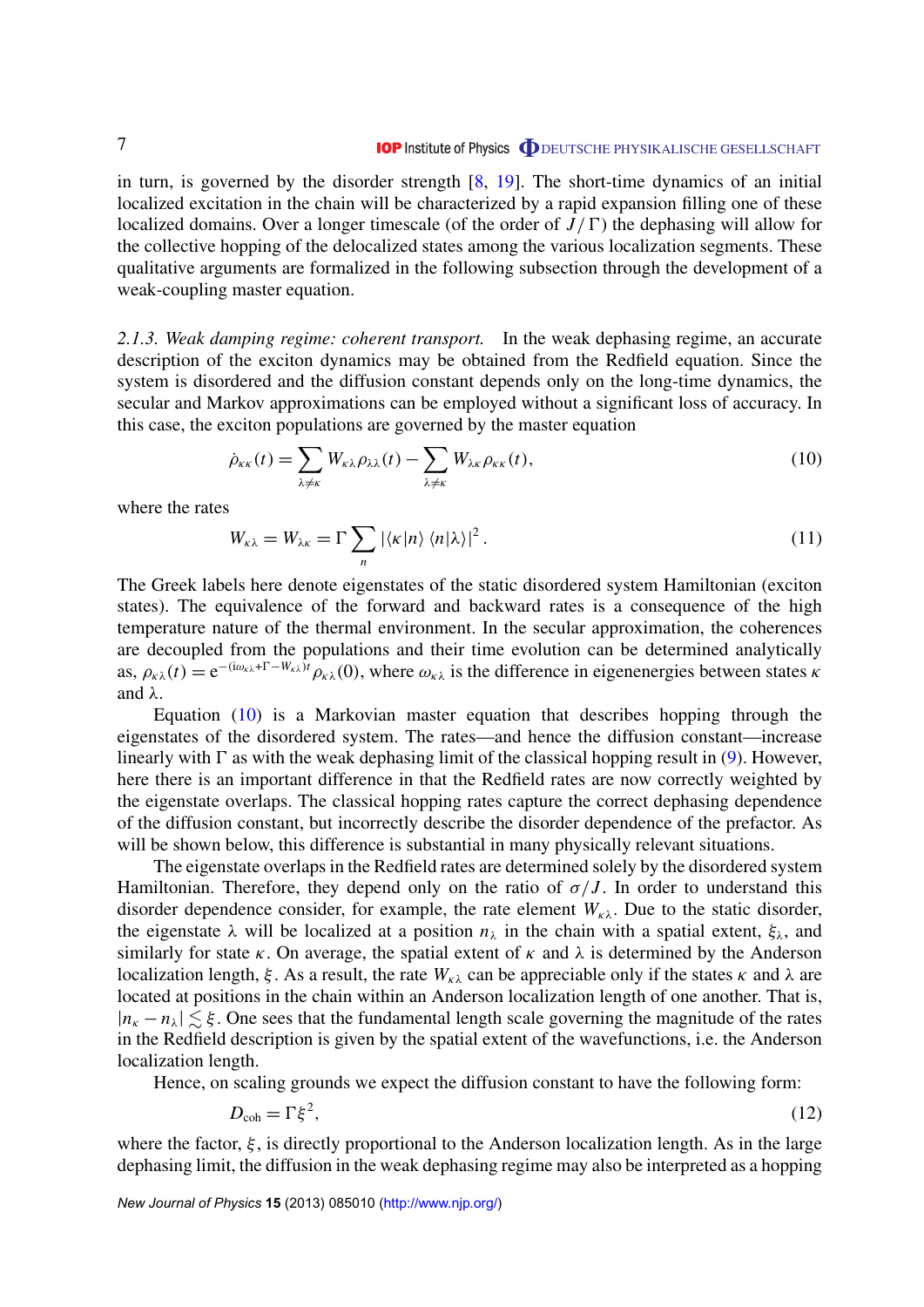in turn, is governed by the disorder strength [8, 19]. The short-time dynamics of an initial localized excitation in the chain will be characterized by a rapid expansion filling one of these localized domains. Over a longer timescale (of the order of $J/\Gamma$) the dephasing will allow for the collective hopping of the delocalized states among the various localization segments. These qualitative arguments are formalized in the following subsection through the development of a weak-coupling master equation.

*2.1.3. Weak damping regime: coherent transport.* In the weak dephasing regime, an accurate description of the exciton dynamics may be obtained from the Redfield equation. Since the system is disordered and the diffusion constant depends only on the long-time dynamics, the secular and Markov approximations can be employed without a significant loss of accuracy. In this case, the exciton populations are governed by the master equation

$$\dot{\rho}_{\kappa\kappa}(t) = \sum_{\lambda\neq\kappa} W_{\kappa\lambda}\rho_{\lambda\lambda}(t) - \sum_{\lambda\neq\kappa} W_{\lambda\kappa}\rho_{\kappa\kappa}(t), \tag{10}$$

where the rates

$$W_{\kappa\lambda} = W_{\lambda\kappa} = \Gamma \sum_{n} |\langle\kappa|n\rangle\,\langle n|\lambda\rangle|^{2}. \tag{11}$$

The Greek labels here denote eigenstates of the static disordered system Hamiltonian (exciton states). The equivalence of the forward and backward rates is a consequence of the high temperature nature of the thermal environment. In the secular approximation, the coherences are decoupled from the populations and their time evolution can be determined analytically as, $\rho_{\kappa\lambda}(t) = \mathrm{e}^{-(\mathrm{i}\omega_{\kappa\lambda}+\Gamma-W_{\kappa\lambda})t}\rho_{\kappa\lambda}(0)$, where $\omega_{\kappa\lambda}$ is the difference in eigenenergies between states $\kappa$ and $\lambda$.

Equation (10) is a Markovian master equation that describes hopping through the eigenstates of the disordered system. The rates—and hence the diffusion constant—increase linearly with $\Gamma$ as with the weak dephasing limit of the classical hopping result in (9). However, here there is an important difference in that the Redfield rates are now correctly weighted by the eigenstate overlaps. The classical hopping rates capture the correct dephasing dependence of the diffusion constant, but incorrectly describe the disorder dependence of the prefactor. As will be shown below, this difference is substantial in many physically relevant situations.

The eigenstate overlaps in the Redfield rates are determined solely by the disordered system Hamiltonian. Therefore, they depend only on the ratio of $\sigma/J$. In order to understand this disorder dependence consider, for example, the rate element $W_{\kappa\lambda}$. Due to the static disorder, the eigenstate $\lambda$ will be localized at a position $n_\lambda$ in the chain with a spatial extent, $\xi_\lambda$, and similarly for state $\kappa$. On average, the spatial extent of $\kappa$ and $\lambda$ is determined by the Anderson localization length, $\xi$. As a result, the rate $W_{\kappa\lambda}$ can be appreciable only if the states $\kappa$ and $\lambda$ are located at positions in the chain within an Anderson localization length of one another. That is, $|n_\kappa - n_\lambda| \lesssim \xi$. One sees that the fundamental length scale governing the magnitude of the rates in the Redfield description is given by the spatial extent of the wavefunctions, i.e. the Anderson localization length.

Hence, on scaling grounds we expect the diffusion constant to have the following form:

$$D_{\mathrm{coh}} = \Gamma\xi^{2}, \tag{12}$$

where the factor, $\xi$, is directly proportional to the Anderson localization length. As in the large dephasing limit, the diffusion in the weak dephasing regime may also be interpreted as a hopping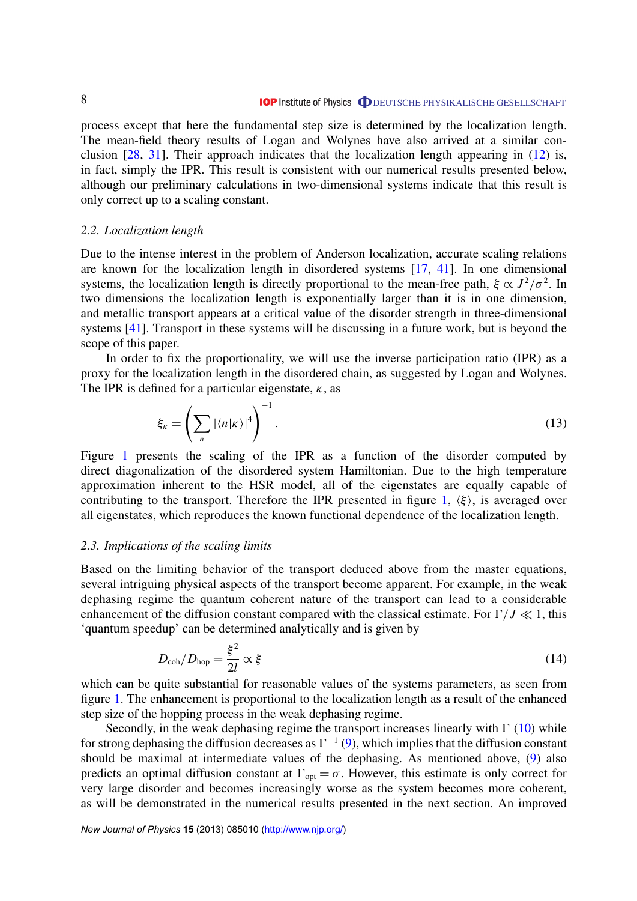process except that here the fundamental step size is determined by the localization length. The mean-field theory results of Logan and Wolynes have also arrived at a similar conclusion [28, 31]. Their approach indicates that the localization length appearing in (12) is, in fact, simply the IPR. This result is consistent with our numerical results presented below, although our preliminary calculations in two-dimensional systems indicate that this result is only correct up to a scaling constant.

### 2.2. *Localization length*

Due to the intense interest in the problem of Anderson localization, accurate scaling relations are known for the localization length in disordered systems [17, 41]. In one dimensional systems, the localization length is directly proportional to the mean-free path, $\xi \propto J^2/\sigma^2$. In two dimensions the localization length is exponentially larger than it is in one dimension, and metallic transport appears at a critical value of the disorder strength in three-dimensional systems [41]. Transport in these systems will be discussing in a future work, but is beyond the scope of this paper.

In order to fix the proportionality, we will use the inverse participation ratio (IPR) as a proxy for the localization length in the disordered chain, as suggested by Logan and Wolynes. The IPR is defined for a particular eigenstate, $\kappa$, as

$$\xi_\kappa = \left( \sum_n |\langle n|\kappa\rangle|^4 \right)^{-1}. \tag{13}$$

Figure 1 presents the scaling of the IPR as a function of the disorder computed by direct diagonalization of the disordered system Hamiltonian. Due to the high temperature approximation inherent to the HSR model, all of the eigenstates are equally capable of contributing to the transport. Therefore the IPR presented in figure 1, $\langle \xi \rangle$, is averaged over all eigenstates, which reproduces the known functional dependence of the localization length.

### 2.3. *Implications of the scaling limits*

Based on the limiting behavior of the transport deduced above from the master equations, several intriguing physical aspects of the transport become apparent. For example, in the weak dephasing regime the quantum coherent nature of the transport can lead to a considerable enhancement of the diffusion constant compared with the classical estimate. For $\Gamma/J \ll 1$, this 'quantum speedup' can be determined analytically and is given by

$$D_{\rm coh}/D_{\rm hop} = \frac{\xi^2}{2l} \propto \xi \tag{14}$$

which can be quite substantial for reasonable values of the systems parameters, as seen from figure 1. The enhancement is proportional to the localization length as a result of the enhanced step size of the hopping process in the weak dephasing regime.

Secondly, in the weak dephasing regime the transport increases linearly with $\Gamma$ (10) while for strong dephasing the diffusion decreases as $\Gamma^{-1}$ (9), which implies that the diffusion constant should be maximal at intermediate values of the dephasing. As mentioned above, (9) also predicts an optimal diffusion constant at $\Gamma_{\rm opt} = \sigma$. However, this estimate is only correct for very large disorder and becomes increasingly worse as the system becomes more coherent, as will be demonstrated in the numerical results presented in the next section. An improved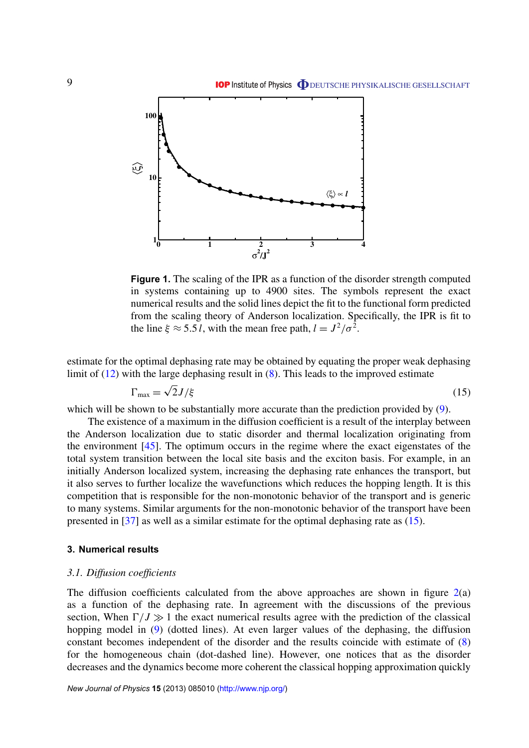**Figure 1.** The scaling of the IPR as a function of the disorder strength computed in systems containing up to 4900 sites. The symbols represent the exact numerical results and the solid lines depict the fit to the functional form predicted from the scaling theory of Anderson localization. Specifically, the IPR is fit to the line $\xi \approx 5.5\, l$, with the mean free path, $l = J^2/\sigma^2$.

estimate for the optimal dephasing rate may be obtained by equating the proper weak dephasing limit of (12) with the large dephasing result in (8). This leads to the improved estimate

$$\Gamma_{\max} = \sqrt{2} J/\xi \tag{15}$$

which will be shown to be substantially more accurate than the prediction provided by (9).

The existence of a maximum in the diffusion coefficient is a result of the interplay between the Anderson localization due to static disorder and thermal localization originating from the environment [45]. The optimum occurs in the regime where the exact eigenstates of the total system transition between the local site basis and the exciton basis. For example, in an initially Anderson localized system, increasing the dephasing rate enhances the transport, but it also serves to further localize the wavefunctions which reduces the hopping length. It is this competition that is responsible for the non-monotonic behavior of the transport and is generic to many systems. Similar arguments for the non-monotonic behavior of the transport have been presented in [37] as well as a similar estimate for the optimal dephasing rate as (15).

## 3. Numerical results

### *3.1. Diffusion coefficients*

The diffusion coefficients calculated from the above approaches are shown in figure 2(a) as a function of the dephasing rate. In agreement with the discussions of the previous section, When $\Gamma/J \gg 1$ the exact numerical results agree with the prediction of the classical hopping model in (9) (dotted lines). At even larger values of the dephasing, the diffusion constant becomes independent of the disorder and the results coincide with estimate of (8) for the homogeneous chain (dot-dashed line). However, one notices that as the disorder decreases and the dynamics become more coherent the classical hopping approximation quickly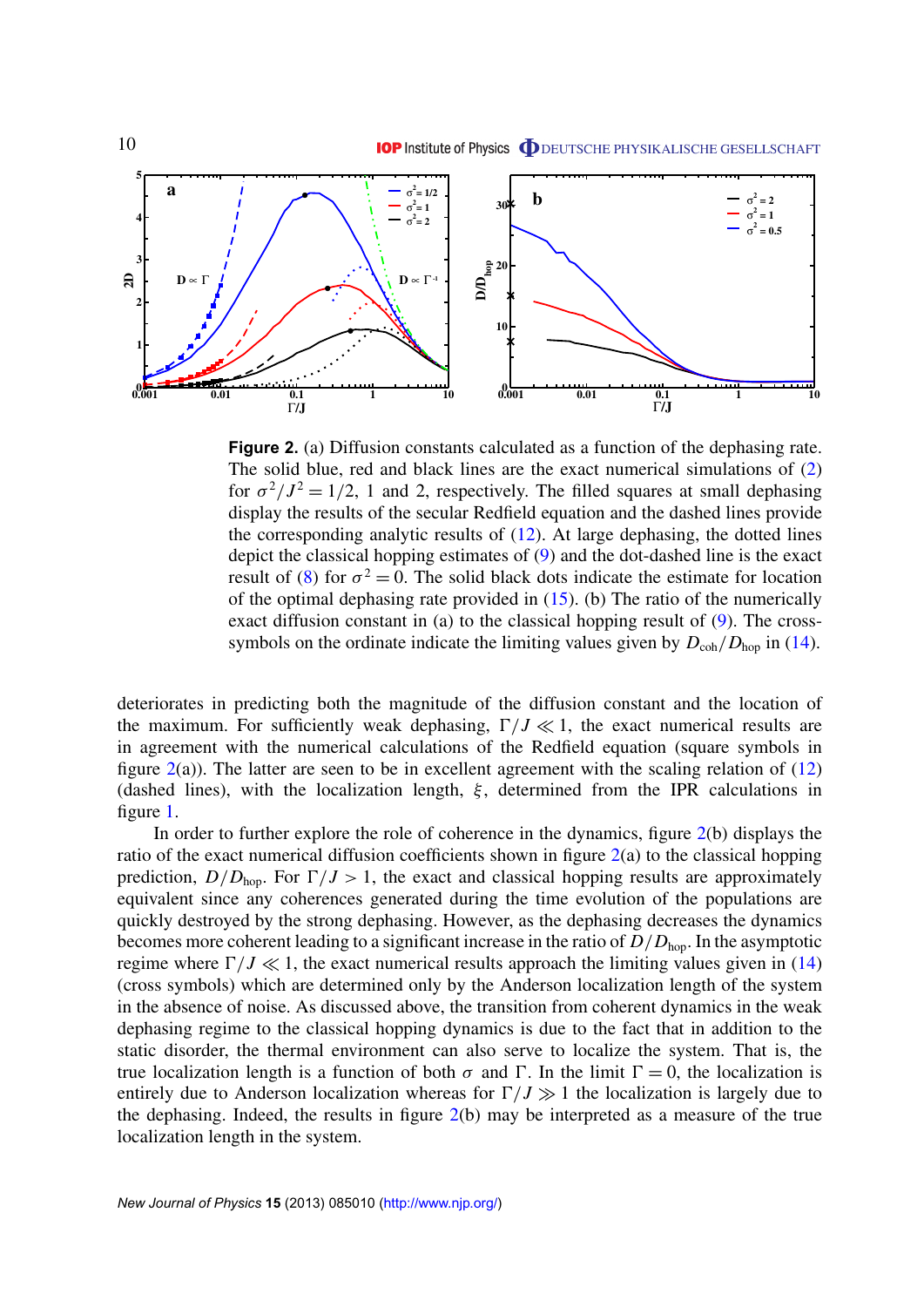**Figure 2.** (a) Diffusion constants calculated as a function of the dephasing rate. The solid blue, red and black lines are the exact numerical simulations of (2) for $\sigma^2/J^2 = 1/2$, 1 and 2, respectively. The filled squares at small dephasing display the results of the secular Redfield equation and the dashed lines provide the corresponding analytic results of (12). At large dephasing, the dotted lines depict the classical hopping estimates of (9) and the dot-dashed line is the exact result of (8) for $\sigma^2 = 0$. The solid black dots indicate the estimate for location of the optimal dephasing rate provided in (15). (b) The ratio of the numerically exact diffusion constant in (a) to the classical hopping result of (9). The cross-symbols on the ordinate indicate the limiting values given by $D_{\mathrm{coh}}/D_{\mathrm{hop}}$ in (14).

deteriorates in predicting both the magnitude of the diffusion constant and the location of the maximum. For sufficiently weak dephasing, $\Gamma/J \ll 1$, the exact numerical results are in agreement with the numerical calculations of the Redfield equation (square symbols in figure 2(a)). The latter are seen to be in excellent agreement with the scaling relation of (12) (dashed lines), with the localization length, $\xi$, determined from the IPR calculations in figure 1.

In order to further explore the role of coherence in the dynamics, figure 2(b) displays the ratio of the exact numerical diffusion coefficients shown in figure 2(a) to the classical hopping prediction, $D/D_{\mathrm{hop}}$. For $\Gamma/J > 1$, the exact and classical hopping results are approximately equivalent since any coherences generated during the time evolution of the populations are quickly destroyed by the strong dephasing. However, as the dephasing decreases the dynamics becomes more coherent leading to a significant increase in the ratio of $D/D_{\mathrm{hop}}$. In the asymptotic regime where $\Gamma/J \ll 1$, the exact numerical results approach the limiting values given in (14) (cross symbols) which are determined only by the Anderson localization length of the system in the absence of noise. As discussed above, the transition from coherent dynamics in the weak dephasing regime to the classical hopping dynamics is due to the fact that in addition to the static disorder, the thermal environment can also serve to localize the system. That is, the true localization length is a function of both $\sigma$ and $\Gamma$. In the limit $\Gamma = 0$, the localization is entirely due to Anderson localization whereas for $\Gamma/J \gg 1$ the localization is largely due to the dephasing. Indeed, the results in figure 2(b) may be interpreted as a measure of the true localization length in the system.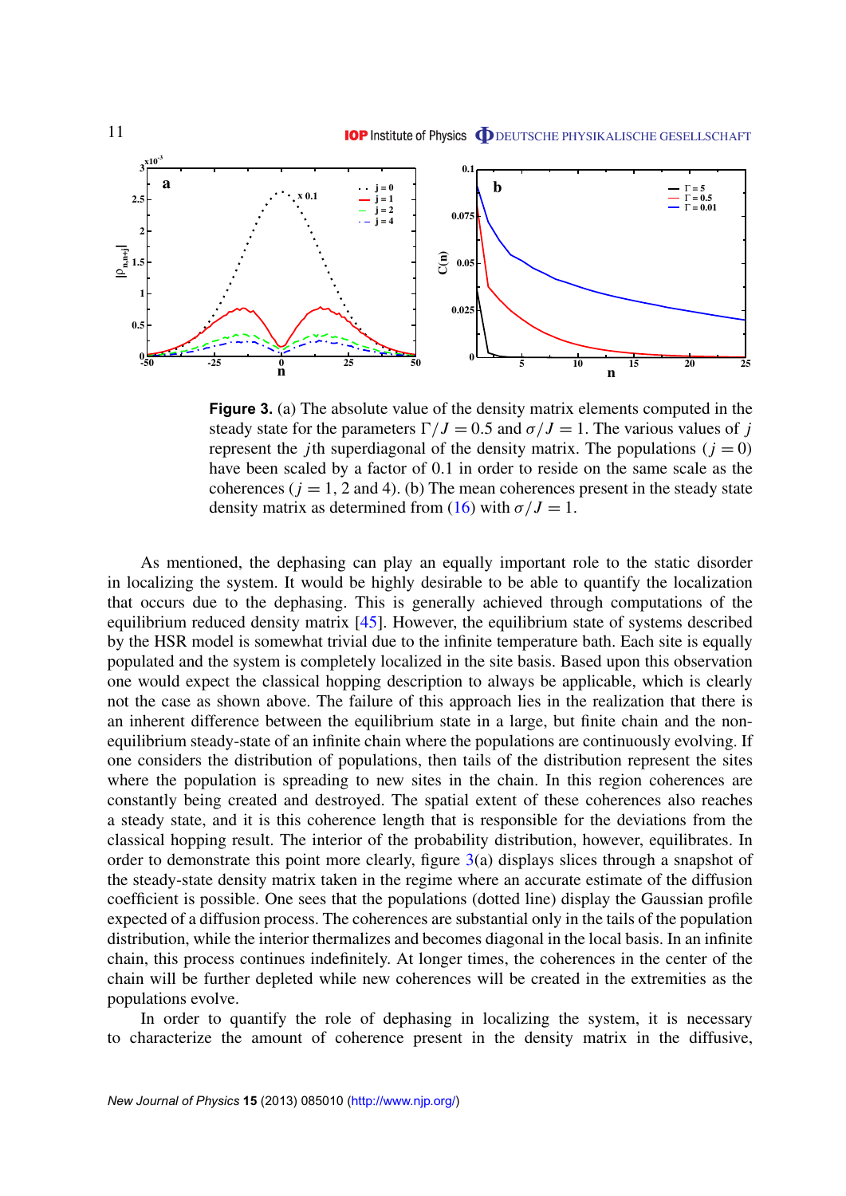**Figure 3.** (a) The absolute value of the density matrix elements computed in the steady state for the parameters $\Gamma/J = 0.5$ and $\sigma/J = 1$. The various values of $j$ represent the $j$th superdiagonal of the density matrix. The populations ($j = 0$) have been scaled by a factor of 0.1 in order to reside on the same scale as the coherences ($j = 1$, 2 and 4). (b) The mean coherences present in the steady state density matrix as determined from (16) with $\sigma/J = 1$.

As mentioned, the dephasing can play an equally important role to the static disorder in localizing the system. It would be highly desirable to be able to quantify the localization that occurs due to the dephasing. This is generally achieved through computations of the equilibrium reduced density matrix [45]. However, the equilibrium state of systems described by the HSR model is somewhat trivial due to the infinite temperature bath. Each site is equally populated and the system is completely localized in the site basis. Based upon this observation one would expect the classical hopping description to always be applicable, which is clearly not the case as shown above. The failure of this approach lies in the realization that there is an inherent difference between the equilibrium state in a large, but finite chain and the non-equilibrium steady-state of an infinite chain where the populations are continuously evolving. If one considers the distribution of populations, then tails of the distribution represent the sites where the population is spreading to new sites in the chain. In this region coherences are constantly being created and destroyed. The spatial extent of these coherences also reaches a steady state, and it is this coherence length that is responsible for the deviations from the classical hopping result. The interior of the probability distribution, however, equilibrates. In order to demonstrate this point more clearly, figure 3(a) displays slices through a snapshot of the steady-state density matrix taken in the regime where an accurate estimate of the diffusion coefficient is possible. One sees that the populations (dotted line) display the Gaussian profile expected of a diffusion process. The coherences are substantial only in the tails of the population distribution, while the interior thermalizes and becomes diagonal in the local basis. In an infinite chain, this process continues indefinitely. At longer times, the coherences in the center of the chain will be further depleted while new coherences will be created in the extremities as the populations evolve.

In order to quantify the role of dephasing in localizing the system, it is necessary to characterize the amount of coherence present in the density matrix in the diffusive,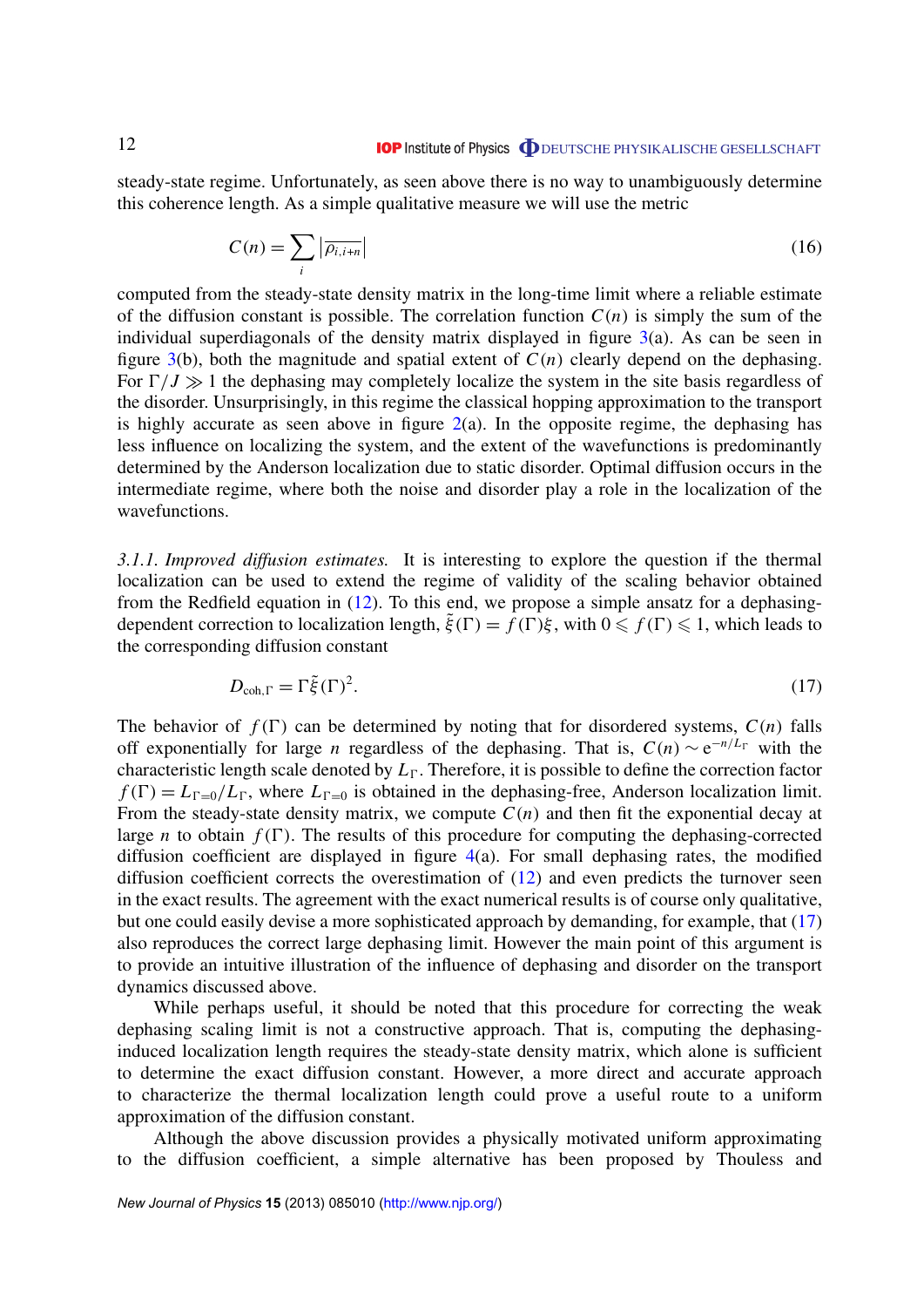steady-state regime. Unfortunately, as seen above there is no way to unambiguously determine this coherence length. As a simple qualitative measure we will use the metric

$$C(n) = \sum_i \left|\overline{\rho_{i,i+n}}\right| \tag{16}$$

computed from the steady-state density matrix in the long-time limit where a reliable estimate of the diffusion constant is possible. The correlation function $C(n)$ is simply the sum of the individual superdiagonals of the density matrix displayed in figure 3(a). As can be seen in figure 3(b), both the magnitude and spatial extent of $C(n)$ clearly depend on the dephasing. For $\Gamma/J \gg 1$ the dephasing may completely localize the system in the site basis regardless of the disorder. Unsurprisingly, in this regime the classical hopping approximation to the transport is highly accurate as seen above in figure 2(a). In the opposite regime, the dephasing has less influence on localizing the system, and the extent of the wavefunctions is predominantly determined by the Anderson localization due to static disorder. Optimal diffusion occurs in the intermediate regime, where both the noise and disorder play a role in the localization of the wavefunctions.

*3.1.1. Improved diffusion estimates.* It is interesting to explore the question if the thermal localization can be used to extend the regime of validity of the scaling behavior obtained from the Redfield equation in (12). To this end, we propose a simple ansatz for a dephasing-dependent correction to localization length, $\tilde{\xi}(\Gamma) = f(\Gamma)\xi$, with $0 \leqslant f(\Gamma) \leqslant 1$, which leads to the corresponding diffusion constant

$$D_{\mathrm{coh},\Gamma} = \Gamma \tilde{\xi}(\Gamma)^2. \tag{17}$$

The behavior of $f(\Gamma)$ can be determined by noting that for disordered systems, $C(n)$ falls off exponentially for large $n$ regardless of the dephasing. That is, $C(n) \sim \mathrm{e}^{-n/L_\Gamma}$ with the characteristic length scale denoted by $L_\Gamma$. Therefore, it is possible to define the correction factor $f(\Gamma) = L_{\Gamma=0}/L_\Gamma$, where $L_{\Gamma=0}$ is obtained in the dephasing-free, Anderson localization limit. From the steady-state density matrix, we compute $C(n)$ and then fit the exponential decay at large $n$ to obtain $f(\Gamma)$. The results of this procedure for computing the dephasing-corrected diffusion coefficient are displayed in figure 4(a). For small dephasing rates, the modified diffusion coefficient corrects the overestimation of (12) and even predicts the turnover seen in the exact results. The agreement with the exact numerical results is of course only qualitative, but one could easily devise a more sophisticated approach by demanding, for example, that (17) also reproduces the correct large dephasing limit. However the main point of this argument is to provide an intuitive illustration of the influence of dephasing and disorder on the transport dynamics discussed above.

While perhaps useful, it should be noted that this procedure for correcting the weak dephasing scaling limit is not a constructive approach. That is, computing the dephasing-induced localization length requires the steady-state density matrix, which alone is sufficient to determine the exact diffusion constant. However, a more direct and accurate approach to characterize the thermal localization length could prove a useful route to a uniform approximation of the diffusion constant.

Although the above discussion provides a physically motivated uniform approximating to the diffusion coefficient, a simple alternative has been proposed by Thouless and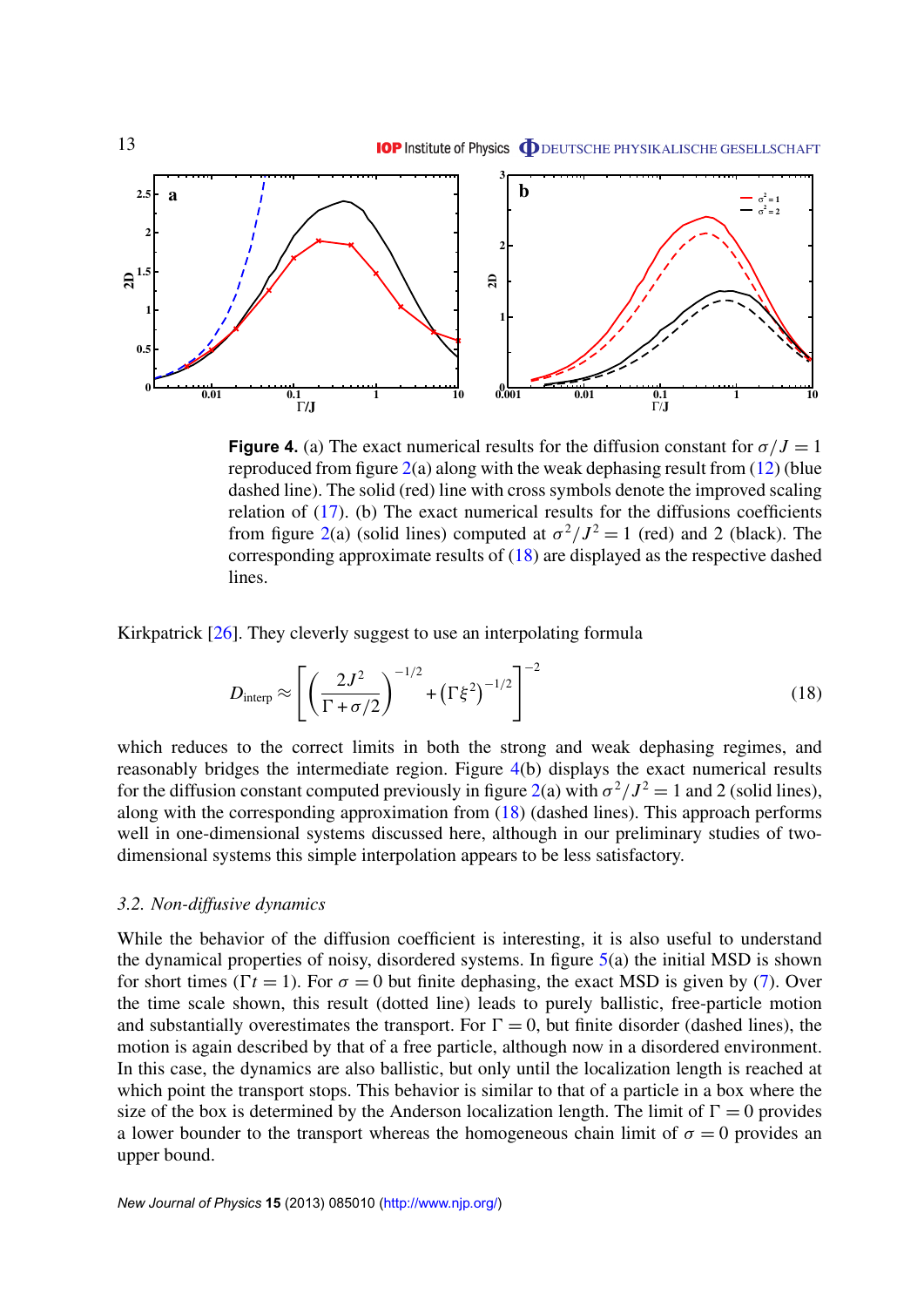**Figure 4.** (a) The exact numerical results for the diffusion constant for $\sigma/J = 1$ reproduced from figure 2(a) along with the weak dephasing result from (12) (blue dashed line). The solid (red) line with cross symbols denote the improved scaling relation of (17). (b) The exact numerical results for the diffusions coefficients from figure 2(a) (solid lines) computed at $\sigma^2/J^2 = 1$ (red) and 2 (black). The corresponding approximate results of (18) are displayed as the respective dashed lines.

Kirkpatrick [26]. They cleverly suggest to use an interpolating formula

$$D_{\text{interp}} \approx \left[ \left( \frac{2J^2}{\Gamma + \sigma/2} \right)^{-1/2} + \left( \Gamma \xi^2 \right)^{-1/2} \right]^{-2} \tag{18}$$

which reduces to the correct limits in both the strong and weak dephasing regimes, and reasonably bridges the intermediate region. Figure 4(b) displays the exact numerical results for the diffusion constant computed previously in figure 2(a) with $\sigma^2/J^2 = 1$ and 2 (solid lines), along with the corresponding approximation from (18) (dashed lines). This approach performs well in one-dimensional systems discussed here, although in our preliminary studies of two-dimensional systems this simple interpolation appears to be less satisfactory.

### *3.2. Non-diffusive dynamics*

While the behavior of the diffusion coefficient is interesting, it is also useful to understand the dynamical properties of noisy, disordered systems. In figure 5(a) the initial MSD is shown for short times ($\Gamma t = 1$). For $\sigma = 0$ but finite dephasing, the exact MSD is given by (7). Over the time scale shown, this result (dotted line) leads to purely ballistic, free-particle motion and substantially overestimates the transport. For $\Gamma = 0$, but finite disorder (dashed lines), the motion is again described by that of a free particle, although now in a disordered environment. In this case, the dynamics are also ballistic, but only until the localization length is reached at which point the transport stops. This behavior is similar to that of a particle in a box where the size of the box is determined by the Anderson localization length. The limit of $\Gamma = 0$ provides a lower bounder to the transport whereas the homogeneous chain limit of $\sigma = 0$ provides an upper bound.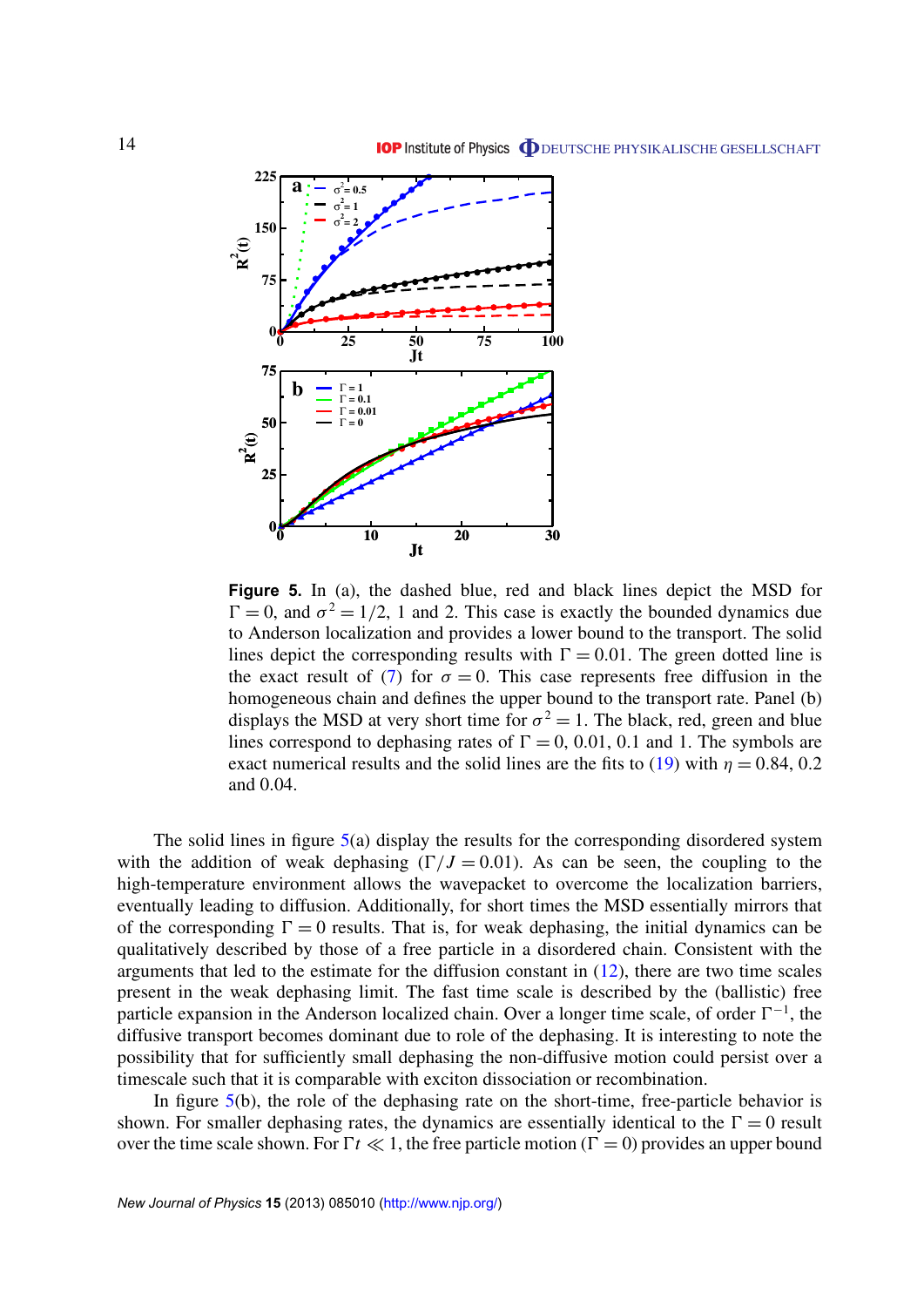**Figure 5.** In (a), the dashed blue, red and black lines depict the MSD for $\Gamma = 0$, and $\sigma^2 = 1/2$, 1 and 2. This case is exactly the bounded dynamics due to Anderson localization and provides a lower bound to the transport. The solid lines depict the corresponding results with $\Gamma = 0.01$. The green dotted line is the exact result of (7) for $\sigma = 0$. This case represents free diffusion in the homogeneous chain and defines the upper bound to the transport rate. Panel (b) displays the MSD at very short time for $\sigma^2 = 1$. The black, red, green and blue lines correspond to dephasing rates of $\Gamma = 0$, 0.01, 0.1 and 1. The symbols are exact numerical results and the solid lines are the fits to (19) with $\eta = 0.84$, 0.2 and 0.04.

The solid lines in figure 5(a) display the results for the corresponding disordered system with the addition of weak dephasing ($\Gamma/J = 0.01$). As can be seen, the coupling to the high-temperature environment allows the wavepacket to overcome the localization barriers, eventually leading to diffusion. Additionally, for short times the MSD essentially mirrors that of the corresponding $\Gamma = 0$ results. That is, for weak dephasing, the initial dynamics can be qualitatively described by those of a free particle in a disordered chain. Consistent with the arguments that led to the estimate for the diffusion constant in (12), there are two time scales present in the weak dephasing limit. The fast time scale is described by the (ballistic) free particle expansion in the Anderson localized chain. Over a longer time scale, of order $\Gamma^{-1}$, the diffusive transport becomes dominant due to role of the dephasing. It is interesting to note the possibility that for sufficiently small dephasing the non-diffusive motion could persist over a timescale such that it is comparable with exciton dissociation or recombination.

In figure 5(b), the role of the dephasing rate on the short-time, free-particle behavior is shown. For smaller dephasing rates, the dynamics are essentially identical to the $\Gamma = 0$ result over the time scale shown. For $\Gamma t \ll 1$, the free particle motion ($\Gamma = 0$) provides an upper bound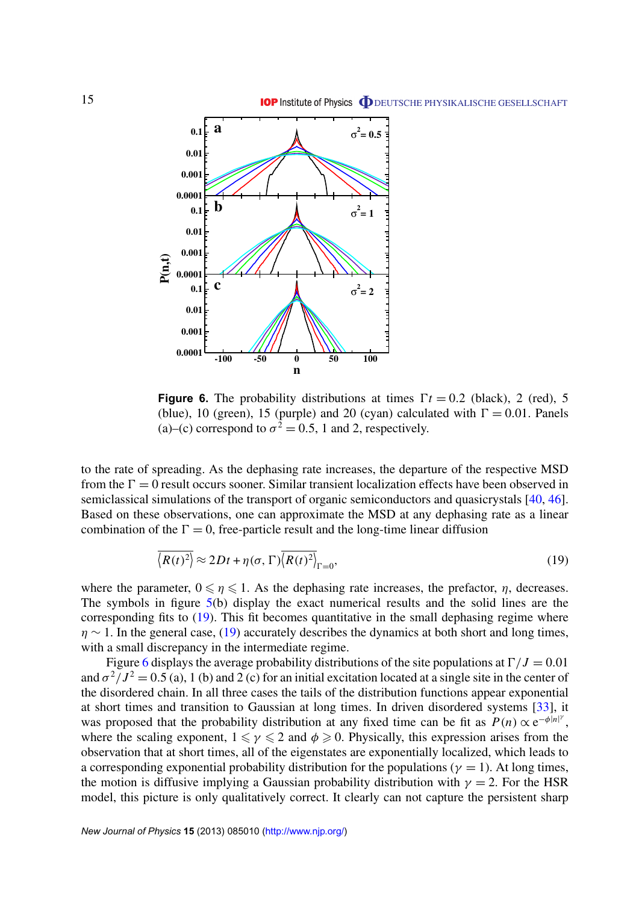**Figure 6.** The probability distributions at times $\Gamma t = 0.2$ (black), 2 (red), 5 (blue), 10 (green), 15 (purple) and 20 (cyan) calculated with $\Gamma = 0.01$. Panels (a)–(c) correspond to $\sigma^2 = 0.5$, 1 and 2, respectively.

to the rate of spreading. As the dephasing rate increases, the departure of the respective MSD from the $\Gamma = 0$ result occurs sooner. Similar transient localization effects have been observed in semiclassical simulations of the transport of organic semiconductors and quasicrystals [40, 46]. Based on these observations, one can approximate the MSD at any dephasing rate as a linear combination of the $\Gamma = 0$, free-particle result and the long-time linear diffusion

$$\overline{\langle R(t)^2 \rangle} \approx 2Dt + \eta(\sigma, \Gamma) \overline{\langle R(t)^2 \rangle}_{\Gamma=0}, \tag{19}$$

where the parameter, $0 \leqslant \eta \leqslant 1$. As the dephasing rate increases, the prefactor, $\eta$, decreases. The symbols in figure 5(b) display the exact numerical results and the solid lines are the corresponding fits to (19). This fit becomes quantitative in the small dephasing regime where $\eta \sim 1$. In the general case, (19) accurately describes the dynamics at both short and long times, with a small discrepancy in the intermediate regime.

Figure 6 displays the average probability distributions of the site populations at $\Gamma/J = 0.01$ and $\sigma^2/J^2 = 0.5$ (a), 1 (b) and 2 (c) for an initial excitation located at a single site in the center of the disordered chain. In all three cases the tails of the distribution functions appear exponential at short times and transition to Gaussian at long times. In driven disordered systems [33], it was proposed that the probability distribution at any fixed time can be fit as $P(n) \propto e^{-\phi |n|^{\gamma}}$, where the scaling exponent, $1 \leqslant \gamma \leqslant 2$ and $\phi \geqslant 0$. Physically, this expression arises from the observation that at short times, all of the eigenstates are exponentially localized, which leads to a corresponding exponential probability distribution for the populations ($\gamma = 1$). At long times, the motion is diffusive implying a Gaussian probability distribution with $\gamma = 2$. For the HSR model, this picture is only qualitatively correct. It clearly can not capture the persistent sharp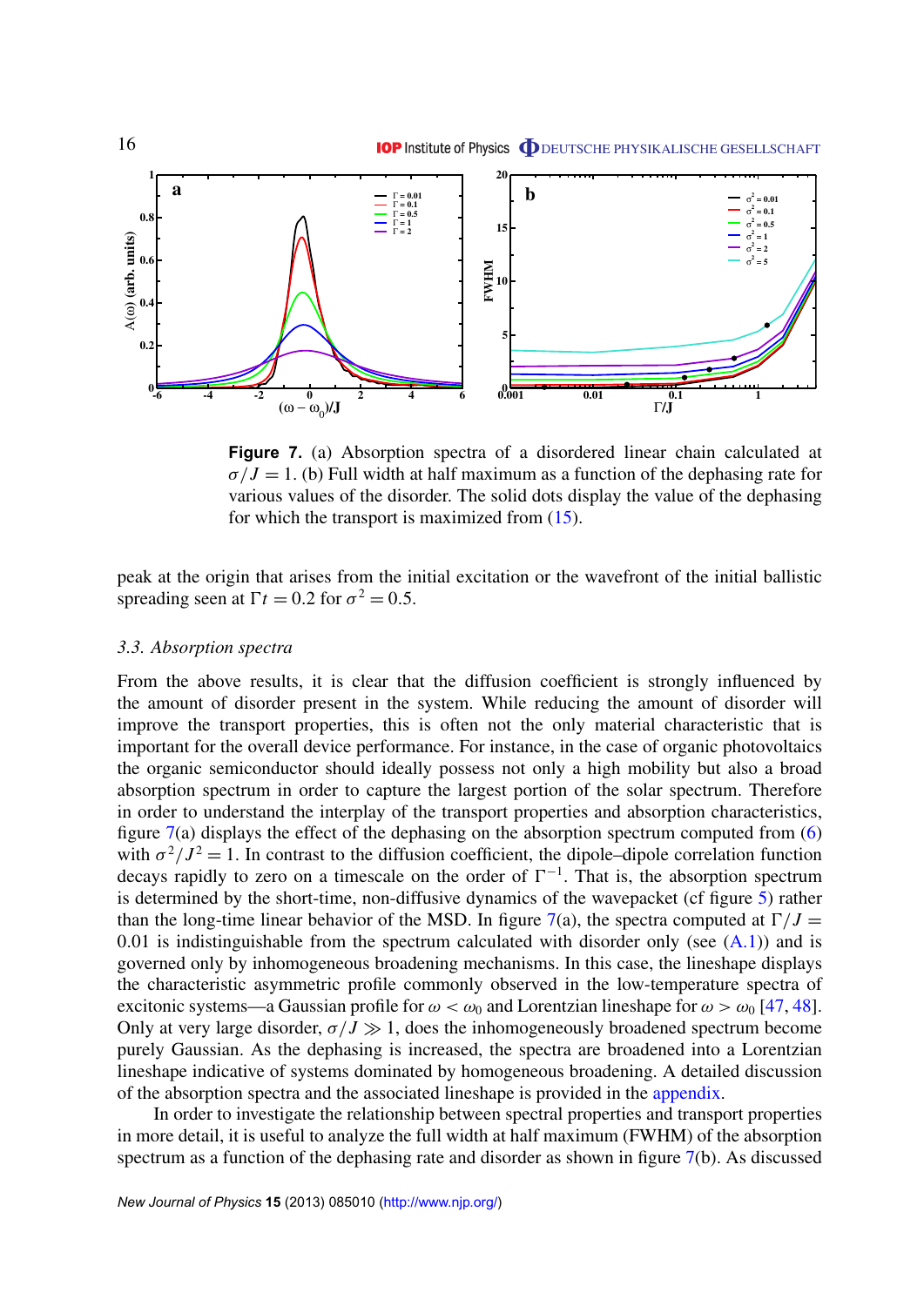**Figure 7.** (a) Absorption spectra of a disordered linear chain calculated at $\sigma/J = 1$. (b) Full width at half maximum as a function of the dephasing rate for various values of the disorder. The solid dots display the value of the dephasing for which the transport is maximized from (15).

peak at the origin that arises from the initial excitation or the wavefront of the initial ballistic spreading seen at $\Gamma t = 0.2$ for $\sigma^2 = 0.5$.

### 3.3. Absorption spectra

From the above results, it is clear that the diffusion coefficient is strongly influenced by the amount of disorder present in the system. While reducing the amount of disorder will improve the transport properties, this is often not the only material characteristic that is important for the overall device performance. For instance, in the case of organic photovoltaics the organic semiconductor should ideally possess not only a high mobility but also a broad absorption spectrum in order to capture the largest portion of the solar spectrum. Therefore in order to understand the interplay of the transport properties and absorption characteristics, figure 7(a) displays the effect of the dephasing on the absorption spectrum computed from (6) with $\sigma^2/J^2 = 1$. In contrast to the diffusion coefficient, the dipole–dipole correlation function decays rapidly to zero on a timescale on the order of $\Gamma^{-1}$. That is, the absorption spectrum is determined by the short-time, non-diffusive dynamics of the wavepacket (cf figure 5) rather than the long-time linear behavior of the MSD. In figure 7(a), the spectra computed at $\Gamma/J = 0.01$ is indistinguishable from the spectrum calculated with disorder only (see (A.1)) and is governed only by inhomogeneous broadening mechanisms. In this case, the lineshape displays the characteristic asymmetric profile commonly observed in the low-temperature spectra of excitonic systems—a Gaussian profile for $\omega < \omega_0$ and Lorentzian lineshape for $\omega > \omega_0$ [47, 48]. Only at very large disorder, $\sigma/J \gg 1$, does the inhomogeneously broadened spectrum become purely Gaussian. As the dephasing is increased, the spectra are broadened into a Lorentzian lineshape indicative of systems dominated by homogeneous broadening. A detailed discussion of the absorption spectra and the associated lineshape is provided in the appendix.

In order to investigate the relationship between spectral properties and transport properties in more detail, it is useful to analyze the full width at half maximum (FWHM) of the absorption spectrum as a function of the dephasing rate and disorder as shown in figure 7(b). As discussed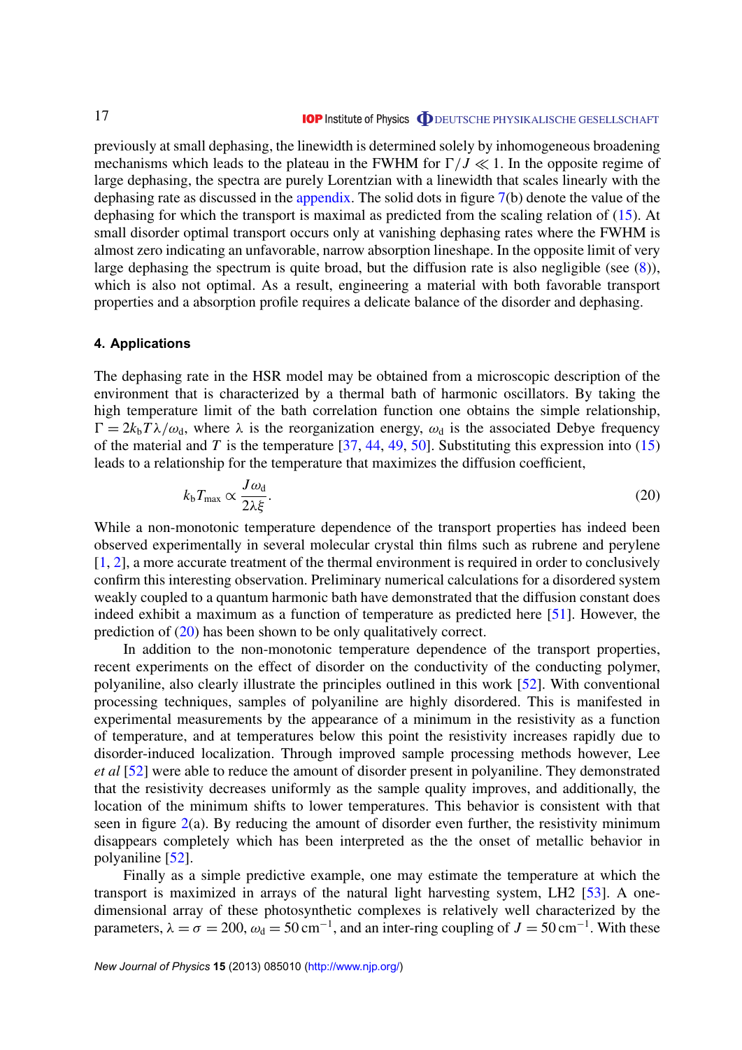previously at small dephasing, the linewidth is determined solely by inhomogeneous broadening mechanisms which leads to the plateau in the FWHM for $\Gamma/J \ll 1$. In the opposite regime of large dephasing, the spectra are purely Lorentzian with a linewidth that scales linearly with the dephasing rate as discussed in the appendix. The solid dots in figure 7(b) denote the value of the dephasing for which the transport is maximal as predicted from the scaling relation of (15). At small disorder optimal transport occurs only at vanishing dephasing rates where the FWHM is almost zero indicating an unfavorable, narrow absorption lineshape. In the opposite limit of very large dephasing the spectrum is quite broad, but the diffusion rate is also negligible (see (8)), which is also not optimal. As a result, engineering a material with both favorable transport properties and a absorption profile requires a delicate balance of the disorder and dephasing.

## 4. Applications

The dephasing rate in the HSR model may be obtained from a microscopic description of the environment that is characterized by a thermal bath of harmonic oscillators. By taking the high temperature limit of the bath correlation function one obtains the simple relationship, $\Gamma = 2k_{\mathrm{b}}T\lambda/\omega_{\mathrm{d}}$, where $\lambda$ is the reorganization energy, $\omega_{\mathrm{d}}$ is the associated Debye frequency of the material and $T$ is the temperature [37, 44, 49, 50]. Substituting this expression into (15) leads to a relationship for the temperature that maximizes the diffusion coefficient,

$$k_{\mathrm{b}}T_{\mathrm{max}} \propto \frac{J\omega_{\mathrm{d}}}{2\lambda\xi}. \tag{20}$$

While a non-monotonic temperature dependence of the transport properties has indeed been observed experimentally in several molecular crystal thin films such as rubrene and perylene [1, 2], a more accurate treatment of the thermal environment is required in order to conclusively confirm this interesting observation. Preliminary numerical calculations for a disordered system weakly coupled to a quantum harmonic bath have demonstrated that the diffusion constant does indeed exhibit a maximum as a function of temperature as predicted here [51]. However, the prediction of (20) has been shown to be only qualitatively correct.

In addition to the non-monotonic temperature dependence of the transport properties, recent experiments on the effect of disorder on the conductivity of the conducting polymer, polyaniline, also clearly illustrate the principles outlined in this work [52]. With conventional processing techniques, samples of polyaniline are highly disordered. This is manifested in experimental measurements by the appearance of a minimum in the resistivity as a function of temperature, and at temperatures below this point the resistivity increases rapidly due to disorder-induced localization. Through improved sample processing methods however, Lee *et al* [52] were able to reduce the amount of disorder present in polyaniline. They demonstrated that the resistivity decreases uniformly as the sample quality improves, and additionally, the location of the minimum shifts to lower temperatures. This behavior is consistent with that seen in figure 2(a). By reducing the amount of disorder even further, the resistivity minimum disappears completely which has been interpreted as the the onset of metallic behavior in polyaniline [52].

Finally as a simple predictive example, one may estimate the temperature at which the transport is maximized in arrays of the natural light harvesting system, LH2 [53]. A one-dimensional array of these photosynthetic complexes is relatively well characterized by the parameters, $\lambda = \sigma = 200$, $\omega_{\mathrm{d}} = 50\,\mathrm{cm}^{-1}$, and an inter-ring coupling of $J = 50\,\mathrm{cm}^{-1}$. With these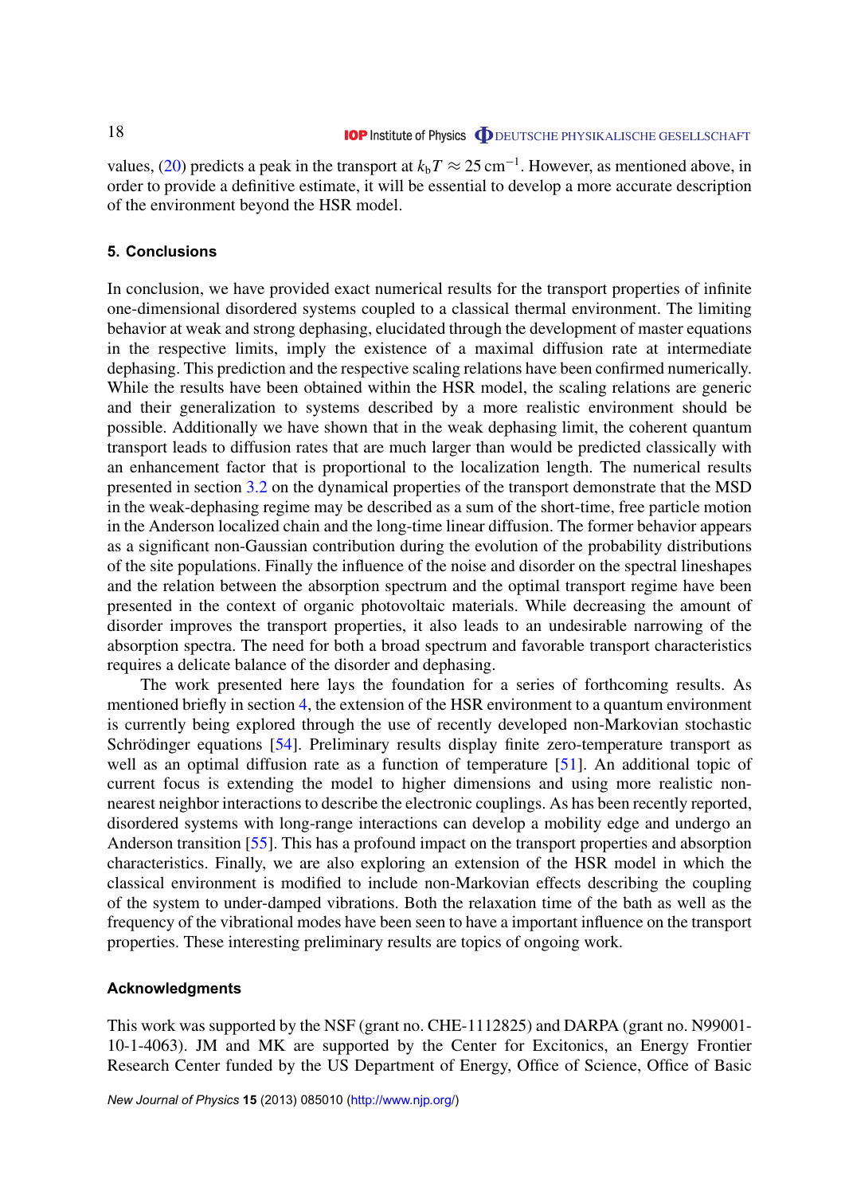values, (20) predicts a peak in the transport at $k_\mathrm{b}T \approx 25\,\mathrm{cm}^{-1}$. However, as mentioned above, in order to provide a definitive estimate, it will be essential to develop a more accurate description of the environment beyond the HSR model.

## 5. Conclusions

In conclusion, we have provided exact numerical results for the transport properties of infinite one-dimensional disordered systems coupled to a classical thermal environment. The limiting behavior at weak and strong dephasing, elucidated through the development of master equations in the respective limits, imply the existence of a maximal diffusion rate at intermediate dephasing. This prediction and the respective scaling relations have been confirmed numerically. While the results have been obtained within the HSR model, the scaling relations are generic and their generalization to systems described by a more realistic environment should be possible. Additionally we have shown that in the weak dephasing limit, the coherent quantum transport leads to diffusion rates that are much larger than would be predicted classically with an enhancement factor that is proportional to the localization length. The numerical results presented in section 3.2 on the dynamical properties of the transport demonstrate that the MSD in the weak-dephasing regime may be described as a sum of the short-time, free particle motion in the Anderson localized chain and the long-time linear diffusion. The former behavior appears as a significant non-Gaussian contribution during the evolution of the probability distributions of the site populations. Finally the influence of the noise and disorder on the spectral lineshapes and the relation between the absorption spectrum and the optimal transport regime have been presented in the context of organic photovoltaic materials. While decreasing the amount of disorder improves the transport properties, it also leads to an undesirable narrowing of the absorption spectra. The need for both a broad spectrum and favorable transport characteristics requires a delicate balance of the disorder and dephasing.

The work presented here lays the foundation for a series of forthcoming results. As mentioned briefly in section 4, the extension of the HSR environment to a quantum environment is currently being explored through the use of recently developed non-Markovian stochastic Schrödinger equations [54]. Preliminary results display finite zero-temperature transport as well as an optimal diffusion rate as a function of temperature [51]. An additional topic of current focus is extending the model to higher dimensions and using more realistic non-nearest neighbor interactions to describe the electronic couplings. As has been recently reported, disordered systems with long-range interactions can develop a mobility edge and undergo an Anderson transition [55]. This has a profound impact on the transport properties and absorption characteristics. Finally, we are also exploring an extension of the HSR model in which the classical environment is modified to include non-Markovian effects describing the coupling of the system to under-damped vibrations. Both the relaxation time of the bath as well as the frequency of the vibrational modes have been seen to have a important influence on the transport properties. These interesting preliminary results are topics of ongoing work.

## Acknowledgments

This work was supported by the NSF (grant no. CHE-1112825) and DARPA (grant no. N99001-10-1-4063). JM and MK are supported by the Center for Excitonics, an Energy Frontier Research Center funded by the US Department of Energy, Office of Science, Office of Basic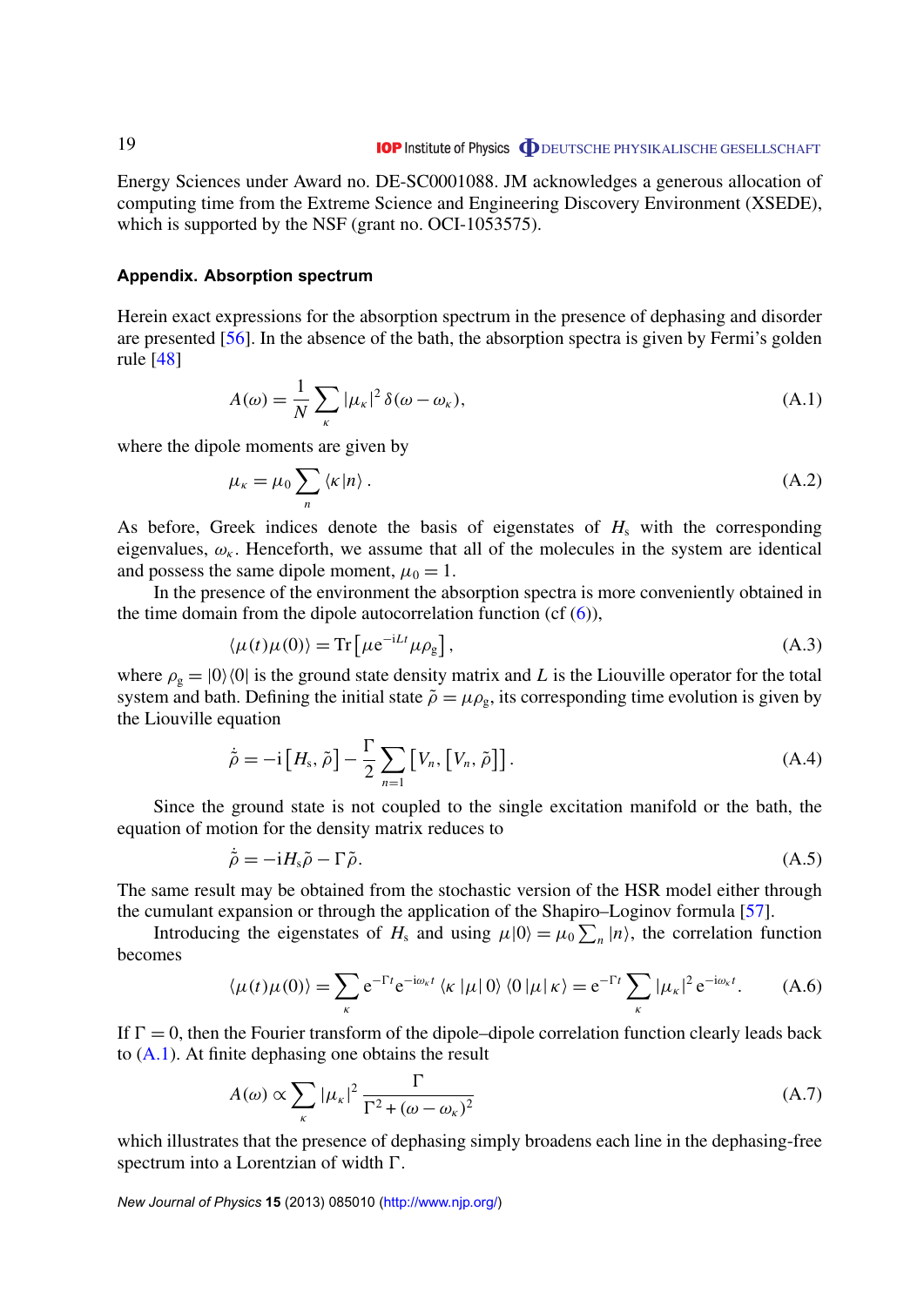Energy Sciences under Award no. DE-SC0001088. JM acknowledges a generous allocation of computing time from the Extreme Science and Engineering Discovery Environment (XSEDE), which is supported by the NSF (grant no. OCI-1053575).

## Appendix. Absorption spectrum

Herein exact expressions for the absorption spectrum in the presence of dephasing and disorder are presented [56]. In the absence of the bath, the absorption spectra is given by Fermi's golden rule [48]

$$A(\omega) = \frac{1}{N}\sum_{\kappa} |\mu_\kappa|^2\, \delta(\omega - \omega_\kappa), \tag{A.1}$$

where the dipole moments are given by

$$\mu_\kappa = \mu_0 \sum_n \langle \kappa | n \rangle\, . \tag{A.2}$$

As before, Greek indices denote the basis of eigenstates of $H_s$ with the corresponding eigenvalues, $\omega_\kappa$. Henceforth, we assume that all of the molecules in the system are identical and possess the same dipole moment, $\mu_0 = 1$.

In the presence of the environment the absorption spectra is more conveniently obtained in the time domain from the dipole autocorrelation function (cf (6)),

$$\langle \mu(t)\mu(0)\rangle = \mathrm{Tr}\left[\mu \mathrm{e}^{-\mathrm{i}Lt} \mu \rho_g\right], \tag{A.3}$$

where $\rho_g = |0\rangle\langle 0|$ is the ground state density matrix and $L$ is the Liouville operator for the total system and bath. Defining the initial state $\tilde{\rho} = \mu\rho_g$, its corresponding time evolution is given by the Liouville equation

$$\dot{\tilde{\rho}} = -\mathrm{i}\left[H_s, \tilde{\rho}\right] - \frac{\Gamma}{2}\sum_{n=1}\left[V_n, \left[V_n, \tilde{\rho}\right]\right]. \tag{A.4}$$

Since the ground state is not coupled to the single excitation manifold or the bath, the equation of motion for the density matrix reduces to

$$\dot{\tilde{\rho}} = -\mathrm{i}H_s\tilde{\rho} - \Gamma\tilde{\rho}. \tag{A.5}$$

The same result may be obtained from the stochastic version of the HSR model either through the cumulant expansion or through the application of the Shapiro–Loginov formula [57].

Introducing the eigenstates of $H_s$ and using $\mu|0\rangle = \mu_0 \sum_n |n\rangle$, the correlation function becomes

$$\langle \mu(t)\mu(0)\rangle = \sum_\kappa \mathrm{e}^{-\Gamma t}\mathrm{e}^{-\mathrm{i}\omega_\kappa t}\langle \kappa\, |\mu|\, 0\rangle\langle 0\, |\mu|\, \kappa\rangle = \mathrm{e}^{-\Gamma t}\sum_\kappa |\mu_\kappa|^2\, \mathrm{e}^{-\mathrm{i}\omega_\kappa t}. \tag{A.6}$$

If $\Gamma = 0$, then the Fourier transform of the dipole–dipole correlation function clearly leads back to (A.1). At finite dephasing one obtains the result

$$A(\omega) \propto \sum_\kappa |\mu_\kappa|^2\, \frac{\Gamma}{\Gamma^2 + (\omega - \omega_\kappa)^2} \tag{A.7}$$

which illustrates that the presence of dephasing simply broadens each line in the dephasing-free spectrum into a Lorentzian of width $\Gamma$.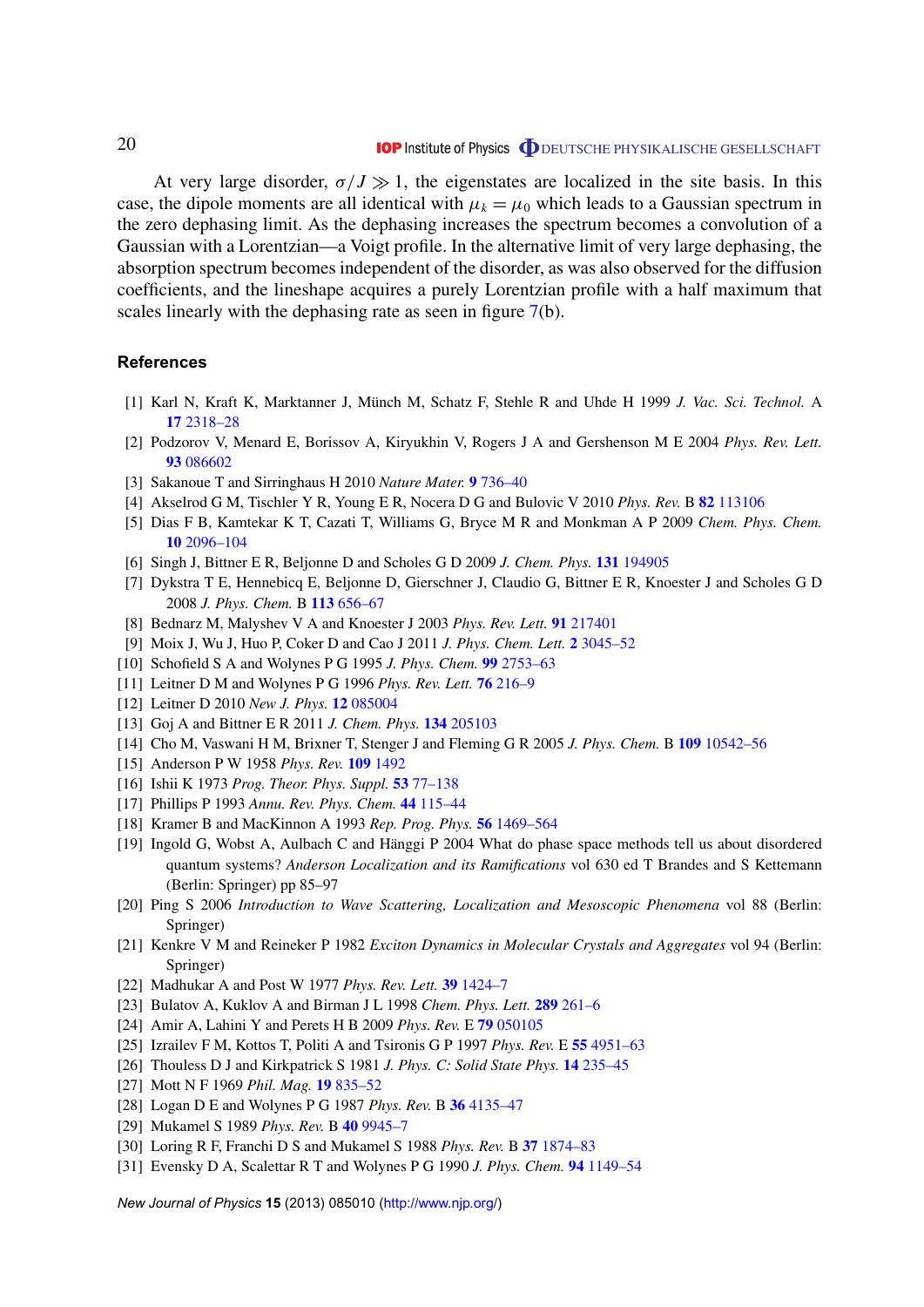At very large disorder, $\sigma/J \gg 1$, the eigenstates are localized in the site basis. In this case, the dipole moments are all identical with $\mu_k = \mu_0$ which leads to a Gaussian spectrum in the zero dephasing limit. As the dephasing increases the spectrum becomes a convolution of a Gaussian with a Lorentzian—a Voigt profile. In the alternative limit of very large dephasing, the absorption spectrum becomes independent of the disorder, as was also observed for the diffusion coefficients, and the lineshape acquires a purely Lorentzian profile with a half maximum that scales linearly with the dephasing rate as seen in figure 7(b).

## References

[1] Karl N, Kraft K, Marktanner J, Münch M, Schatz F, Stehle R and Uhde H 1999 *J. Vac. Sci. Technol.* A **17** 2318–28

[2] Podzorov V, Menard E, Borissov A, Kiryukhin V, Rogers J A and Gershenson M E 2004 *Phys. Rev. Lett.* **93** 086602

[3] Sakanoue T and Sirringhaus H 2010 *Nature Mater.* **9** 736–40

[4] Akselrod G M, Tischler Y R, Young E R, Nocera D G and Bulovic V 2010 *Phys. Rev.* B **82** 113106

[5] Dias F B, Kamtekar K T, Cazati T, Williams G, Bryce M R and Monkman A P 2009 *Chem. Phys. Chem.* **10** 2096–104

[6] Singh J, Bittner E R, Beljonne D and Scholes G D 2009 *J. Chem. Phys.* **131** 194905

[7] Dykstra T E, Hennebicq E, Beljonne D, Gierschner J, Claudio G, Bittner E R, Knoester J and Scholes G D 2008 *J. Phys. Chem.* B **113** 656–67

[8] Bednarz M, Malyshev V A and Knoester J 2003 *Phys. Rev. Lett.* **91** 217401

[9] Moix J, Wu J, Huo P, Coker D and Cao J 2011 *J. Phys. Chem. Lett.* **2** 3045–52

[10] Schofield S A and Wolynes P G 1995 *J. Phys. Chem.* **99** 2753–63

[11] Leitner D M and Wolynes P G 1996 *Phys. Rev. Lett.* **76** 216–9

[12] Leitner D 2010 *New J. Phys.* **12** 085004

[13] Goj A and Bittner E R 2011 *J. Chem. Phys.* **134** 205103

[14] Cho M, Vaswani H M, Brixner T, Stenger J and Fleming G R 2005 *J. Phys. Chem.* B **109** 10542–56

[15] Anderson P W 1958 *Phys. Rev.* **109** 1492

[16] Ishii K 1973 *Prog. Theor. Phys. Suppl.* **53** 77–138

[17] Phillips P 1993 *Annu. Rev. Phys. Chem.* **44** 115–44

[18] Kramer B and MacKinnon A 1993 *Rep. Prog. Phys.* **56** 1469–564

[19] Ingold G, Wobst A, Aulbach C and Hänggi P 2004 What do phase space methods tell us about disordered quantum systems? *Anderson Localization and its Ramifications* vol 630 ed T Brandes and S Kettemann (Berlin: Springer) pp 85–97

[20] Ping S 2006 *Introduction to Wave Scattering, Localization and Mesoscopic Phenomena* vol 88 (Berlin: Springer)

[21] Kenkre V M and Reineker P 1982 *Exciton Dynamics in Molecular Crystals and Aggregates* vol 94 (Berlin: Springer)

[22] Madhukar A and Post W 1977 *Phys. Rev. Lett.* **39** 1424–7

[23] Bulatov A, Kuklov A and Birman J L 1998 *Chem. Phys. Lett.* **289** 261–6

[24] Amir A, Lahini Y and Perets H B 2009 *Phys. Rev.* E **79** 050105

[25] Izrailev F M, Kottos T, Politi A and Tsironis G P 1997 *Phys. Rev.* E **55** 4951–63

[26] Thouless D J and Kirkpatrick S 1981 *J. Phys. C: Solid State Phys.* **14** 235–45

[27] Mott N F 1969 *Phil. Mag.* **19** 835–52

[28] Logan D E and Wolynes P G 1987 *Phys. Rev.* B **36** 4135–47

[29] Mukamel S 1989 *Phys. Rev.* B **40** 9945–7

[30] Loring R F, Franchi D S and Mukamel S 1988 *Phys. Rev.* B **37** 1874–83

[31] Evensky D A, Scalettar R T and Wolynes P G 1990 *J. Phys. Chem.* **94** 1149–54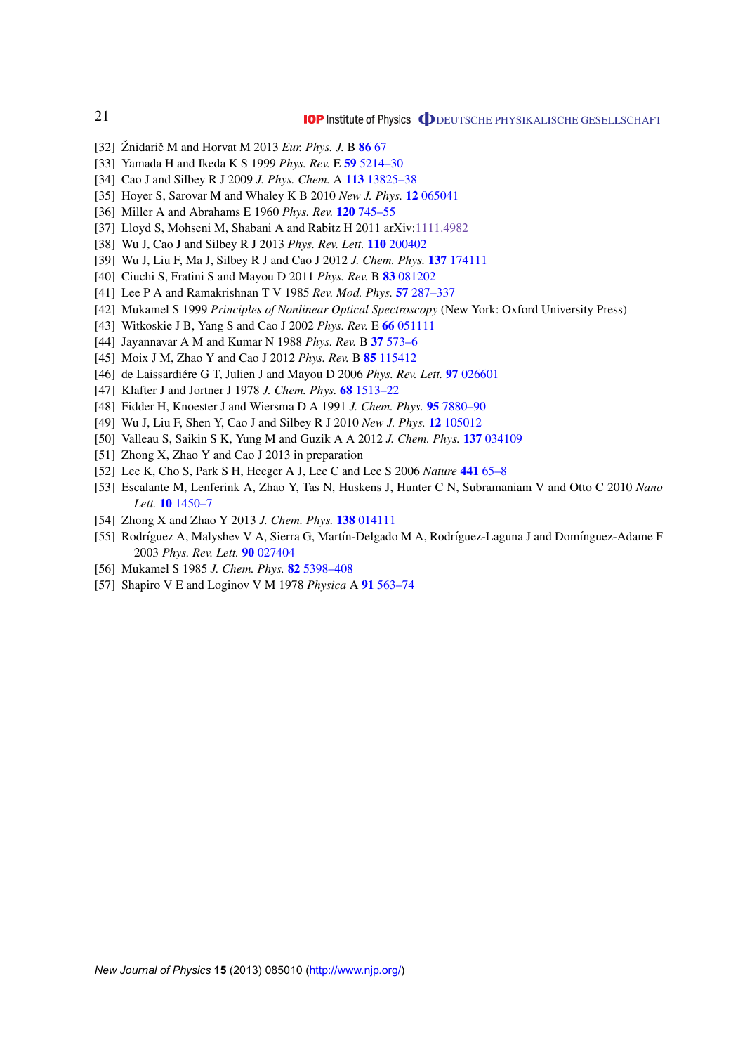- [32] Žnidarič M and Horvat M 2013 *Eur. Phys. J.* B **86** 67
- [33] Yamada H and Ikeda K S 1999 *Phys. Rev.* E **59** 5214–30
- [34] Cao J and Silbey R J 2009 *J. Phys. Chem.* A **113** 13825–38
- [35] Hoyer S, Sarovar M and Whaley K B 2010 *New J. Phys.* **12** 065041
- [36] Miller A and Abrahams E 1960 *Phys. Rev.* **120** 745–55
- [37] Lloyd S, Mohseni M, Shabani A and Rabitz H 2011 arXiv:1111.4982
- [38] Wu J, Cao J and Silbey R J 2013 *Phys. Rev. Lett.* **110** 200402
- [39] Wu J, Liu F, Ma J, Silbey R J and Cao J 2012 *J. Chem. Phys.* **137** 174111
- [40] Ciuchi S, Fratini S and Mayou D 2011 *Phys. Rev.* B **83** 081202
- [41] Lee P A and Ramakrishnan T V 1985 *Rev. Mod. Phys.* **57** 287–337
- [42] Mukamel S 1999 *Principles of Nonlinear Optical Spectroscopy* (New York: Oxford University Press)
- [43] Witkoskie J B, Yang S and Cao J 2002 *Phys. Rev.* E **66** 051111
- [44] Jayannavar A M and Kumar N 1988 *Phys. Rev.* B **37** 573–6
- [45] Moix J M, Zhao Y and Cao J 2012 *Phys. Rev.* B **85** 115412
- [46] de Laissardiére G T, Julien J and Mayou D 2006 *Phys. Rev. Lett.* **97** 026601
- [47] Klafter J and Jortner J 1978 *J. Chem. Phys.* **68** 1513–22
- [48] Fidder H, Knoester J and Wiersma D A 1991 *J. Chem. Phys.* **95** 7880–90
- [49] Wu J, Liu F, Shen Y, Cao J and Silbey R J 2010 *New J. Phys.* **12** 105012
- [50] Valleau S, Saikin S K, Yung M and Guzik A A 2012 *J. Chem. Phys.* **137** 034109
- [51] Zhong X, Zhao Y and Cao J 2013 in preparation
- [52] Lee K, Cho S, Park S H, Heeger A J, Lee C and Lee S 2006 *Nature* **441** 65–8
- [53] Escalante M, Lenferink A, Zhao Y, Tas N, Huskens J, Hunter C N, Subramaniam V and Otto C 2010 *Nano Lett.* **10** 1450–7
- [54] Zhong X and Zhao Y 2013 *J. Chem. Phys.* **138** 014111
- [55] Rodríguez A, Malyshev V A, Sierra G, Martín-Delgado M A, Rodríguez-Laguna J and Domínguez-Adame F 2003 *Phys. Rev. Lett.* **90** 027404
- [56] Mukamel S 1985 *J. Chem. Phys.* **82** 5398–408
- [57] Shapiro V E and Loginov V M 1978 *Physica* A **91** 563–74